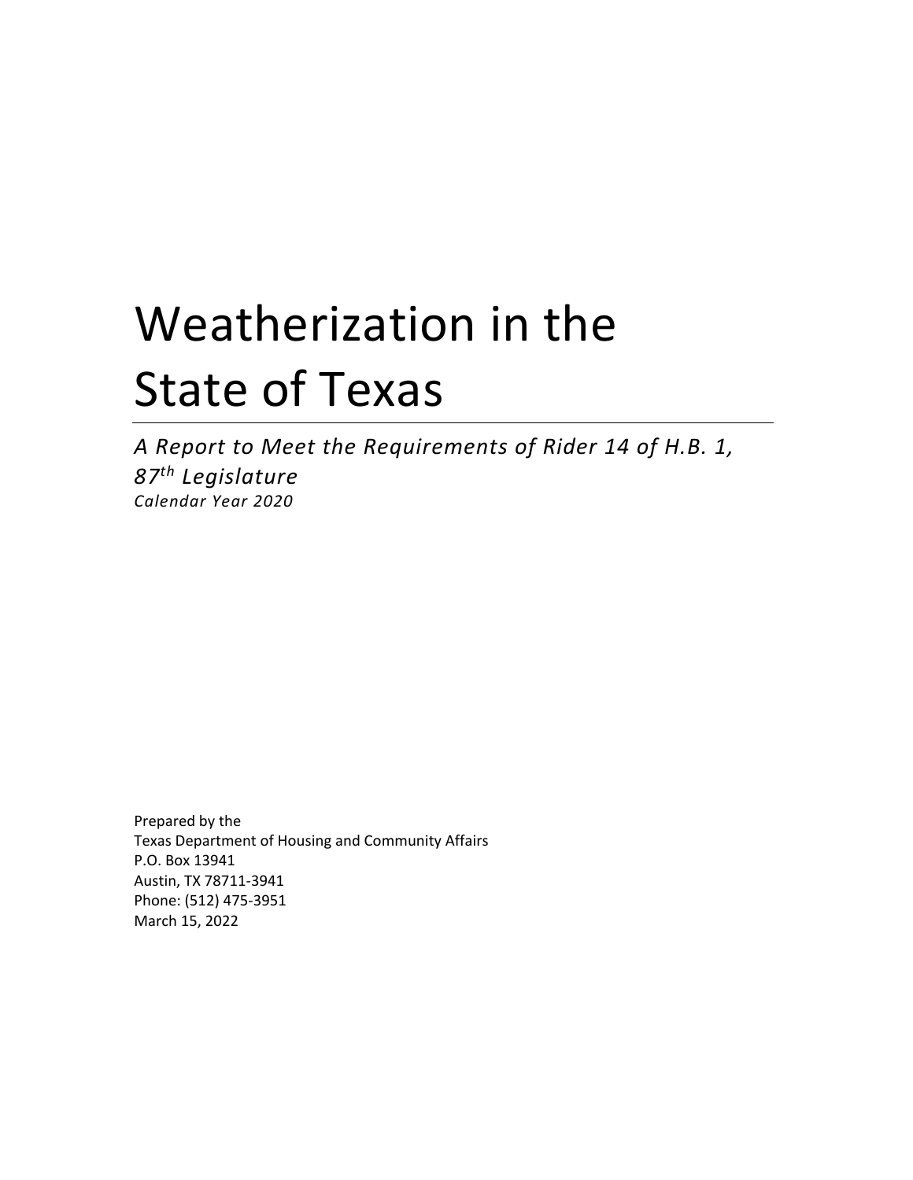# Weatherization in the State of Texas

*A Report to Meet the Requirements of Rider 14 of H.B. 1, 87th Legislature*
*Calendar Year 2020*

Prepared by the
Texas Department of Housing and Community Affairs
P.O. Box 13941
Austin, TX 78711-3941
Phone: (512) 475-3951
March 15, 2022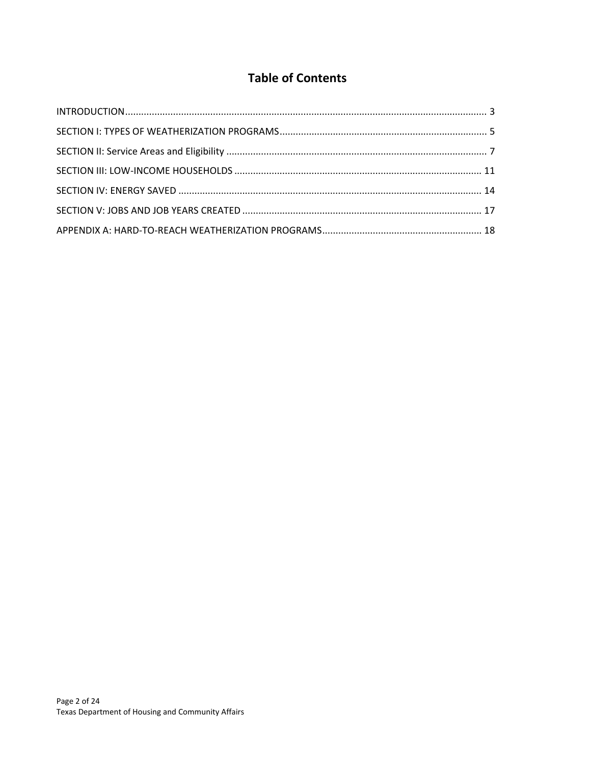# Table of Contents

INTRODUCTION ........................................................................................................................................ 3

SECTION I: TYPES OF WEATHERIZATION PROGRAMS ........................................................................... 5

SECTION II: Service Areas and Eligibility ................................................................................................. 7

SECTION III: LOW-INCOME HOUSEHOLDS ........................................................................................... 11

SECTION IV: ENERGY SAVED ................................................................................................................. 14

SECTION V: JOBS AND JOB YEARS CREATED ........................................................................................ 17

APPENDIX A: HARD-TO-REACH WEATHERIZATION PROGRAMS .......................................................... 18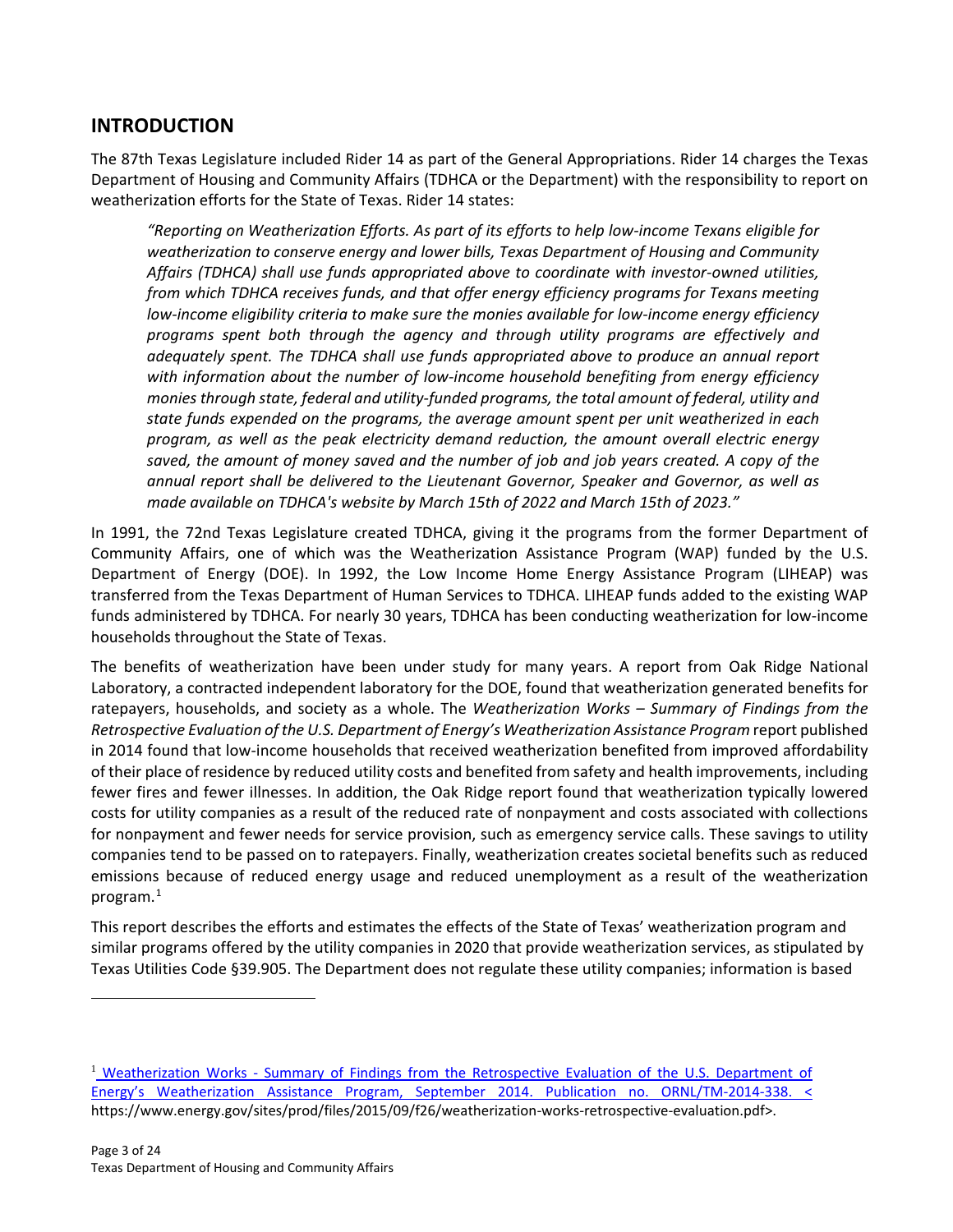## INTRODUCTION

The 87th Texas Legislature included Rider 14 as part of the General Appropriations. Rider 14 charges the Texas Department of Housing and Community Affairs (TDHCA or the Department) with the responsibility to report on weatherization efforts for the State of Texas. Rider 14 states:

> *"Reporting on Weatherization Efforts. As part of its efforts to help low-income Texans eligible for weatherization to conserve energy and lower bills, Texas Department of Housing and Community Affairs (TDHCA) shall use funds appropriated above to coordinate with investor-owned utilities, from which TDHCA receives funds, and that offer energy efficiency programs for Texans meeting low-income eligibility criteria to make sure the monies available for low-income energy efficiency programs spent both through the agency and through utility programs are effectively and adequately spent. The TDHCA shall use funds appropriated above to produce an annual report with information about the number of low-income household benefiting from energy efficiency monies through state, federal and utility-funded programs, the total amount of federal, utility and state funds expended on the programs, the average amount spent per unit weatherized in each program, as well as the peak electricity demand reduction, the amount overall electric energy saved, the amount of money saved and the number of job and job years created. A copy of the annual report shall be delivered to the Lieutenant Governor, Speaker and Governor, as well as made available on TDHCA's website by March 15th of 2022 and March 15th of 2023."*

In 1991, the 72nd Texas Legislature created TDHCA, giving it the programs from the former Department of Community Affairs, one of which was the Weatherization Assistance Program (WAP) funded by the U.S. Department of Energy (DOE). In 1992, the Low Income Home Energy Assistance Program (LIHEAP) was transferred from the Texas Department of Human Services to TDHCA. LIHEAP funds added to the existing WAP funds administered by TDHCA. For nearly 30 years, TDHCA has been conducting weatherization for low-income households throughout the State of Texas.

The benefits of weatherization have been under study for many years. A report from Oak Ridge National Laboratory, a contracted independent laboratory for the DOE, found that weatherization generated benefits for ratepayers, households, and society as a whole. The *Weatherization Works – Summary of Findings from the Retrospective Evaluation of the U.S. Department of Energy's Weatherization Assistance Program* report published in 2014 found that low-income households that received weatherization benefited from improved affordability of their place of residence by reduced utility costs and benefited from safety and health improvements, including fewer fires and fewer illnesses. In addition, the Oak Ridge report found that weatherization typically lowered costs for utility companies as a result of the reduced rate of nonpayment and costs associated with collections for nonpayment and fewer needs for service provision, such as emergency service calls. These savings to utility companies tend to be passed on to ratepayers. Finally, weatherization creates societal benefits such as reduced emissions because of reduced energy usage and reduced unemployment as a result of the weatherization program.[1]

This report describes the efforts and estimates the effects of the State of Texas' weatherization program and similar programs offered by the utility companies in 2020 that provide weatherization services, as stipulated by Texas Utilities Code §39.905. The Department does not regulate these utility companies; information is based

---

[1] Weatherization Works - Summary of Findings from the Retrospective Evaluation of the U.S. Department of Energy's Weatherization Assistance Program, September 2014. Publication no. ORNL/TM-2014-338. < https://www.energy.gov/sites/prod/files/2015/09/f26/weatherization-works-retrospective-evaluation.pdf>.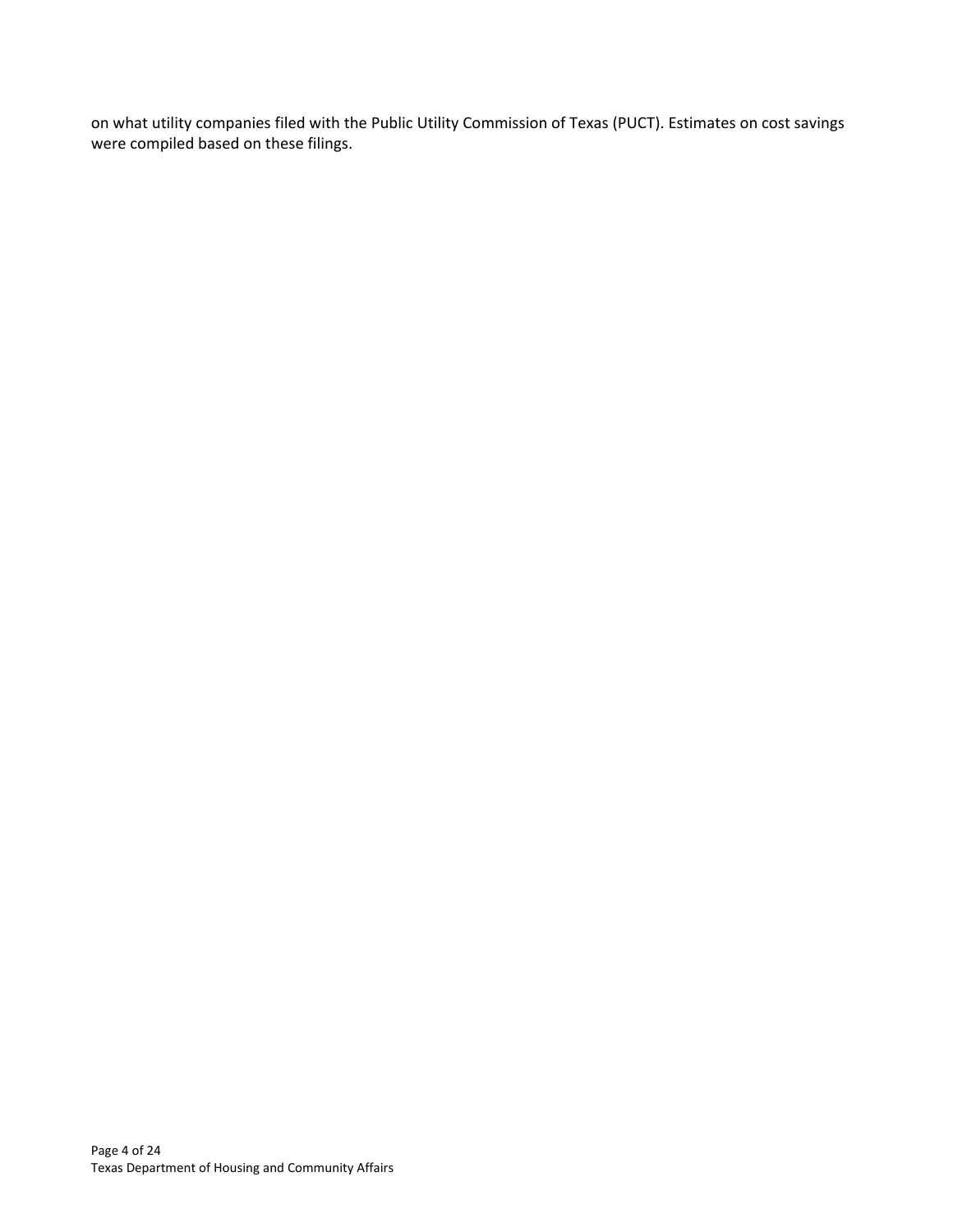on what utility companies filed with the Public Utility Commission of Texas (PUCT). Estimates on cost savings were compiled based on these filings.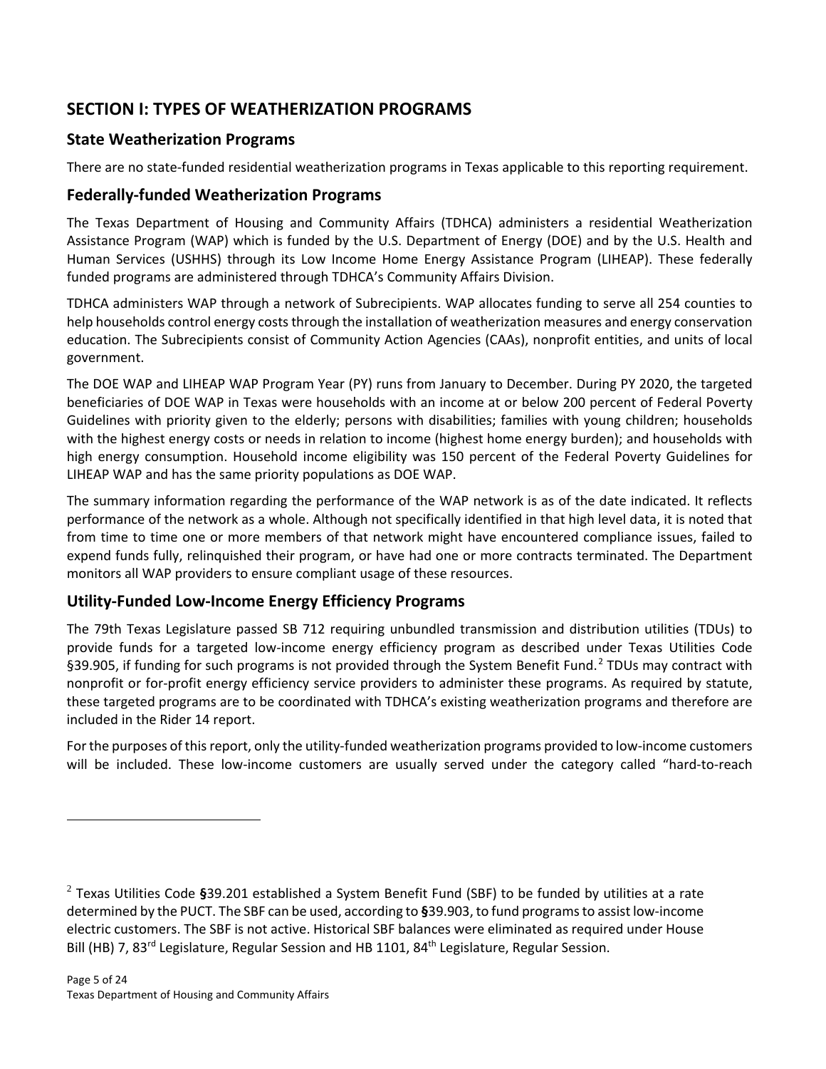## SECTION I: TYPES OF WEATHERIZATION PROGRAMS

### State Weatherization Programs

There are no state-funded residential weatherization programs in Texas applicable to this reporting requirement.

### Federally-funded Weatherization Programs

The Texas Department of Housing and Community Affairs (TDHCA) administers a residential Weatherization Assistance Program (WAP) which is funded by the U.S. Department of Energy (DOE) and by the U.S. Health and Human Services (USHHS) through its Low Income Home Energy Assistance Program (LIHEAP). These federally funded programs are administered through TDHCA's Community Affairs Division.

TDHCA administers WAP through a network of Subrecipients. WAP allocates funding to serve all 254 counties to help households control energy costs through the installation of weatherization measures and energy conservation education. The Subrecipients consist of Community Action Agencies (CAAs), nonprofit entities, and units of local government.

The DOE WAP and LIHEAP WAP Program Year (PY) runs from January to December. During PY 2020, the targeted beneficiaries of DOE WAP in Texas were households with an income at or below 200 percent of Federal Poverty Guidelines with priority given to the elderly; persons with disabilities; families with young children; households with the highest energy costs or needs in relation to income (highest home energy burden); and households with high energy consumption. Household income eligibility was 150 percent of the Federal Poverty Guidelines for LIHEAP WAP and has the same priority populations as DOE WAP.

The summary information regarding the performance of the WAP network is as of the date indicated. It reflects performance of the network as a whole. Although not specifically identified in that high level data, it is noted that from time to time one or more members of that network might have encountered compliance issues, failed to expend funds fully, relinquished their program, or have had one or more contracts terminated. The Department monitors all WAP providers to ensure compliant usage of these resources.

### Utility-Funded Low-Income Energy Efficiency Programs

The 79th Texas Legislature passed SB 712 requiring unbundled transmission and distribution utilities (TDUs) to provide funds for a targeted low-income energy efficiency program as described under Texas Utilities Code §39.905, if funding for such programs is not provided through the System Benefit Fund.[2] TDUs may contract with nonprofit or for-profit energy efficiency service providers to administer these programs. As required by statute, these targeted programs are to be coordinated with TDHCA's existing weatherization programs and therefore are included in the Rider 14 report.

For the purposes of this report, only the utility-funded weatherization programs provided to low-income customers will be included. These low-income customers are usually served under the category called "hard-to-reach

---

[2] Texas Utilities Code **§**39.201 established a System Benefit Fund (SBF) to be funded by utilities at a rate determined by the PUCT. The SBF can be used, according to **§**39.903, to fund programs to assist low-income electric customers. The SBF is not active. Historical SBF balances were eliminated as required under House Bill (HB) 7, 83rd Legislature, Regular Session and HB 1101, 84th Legislature, Regular Session.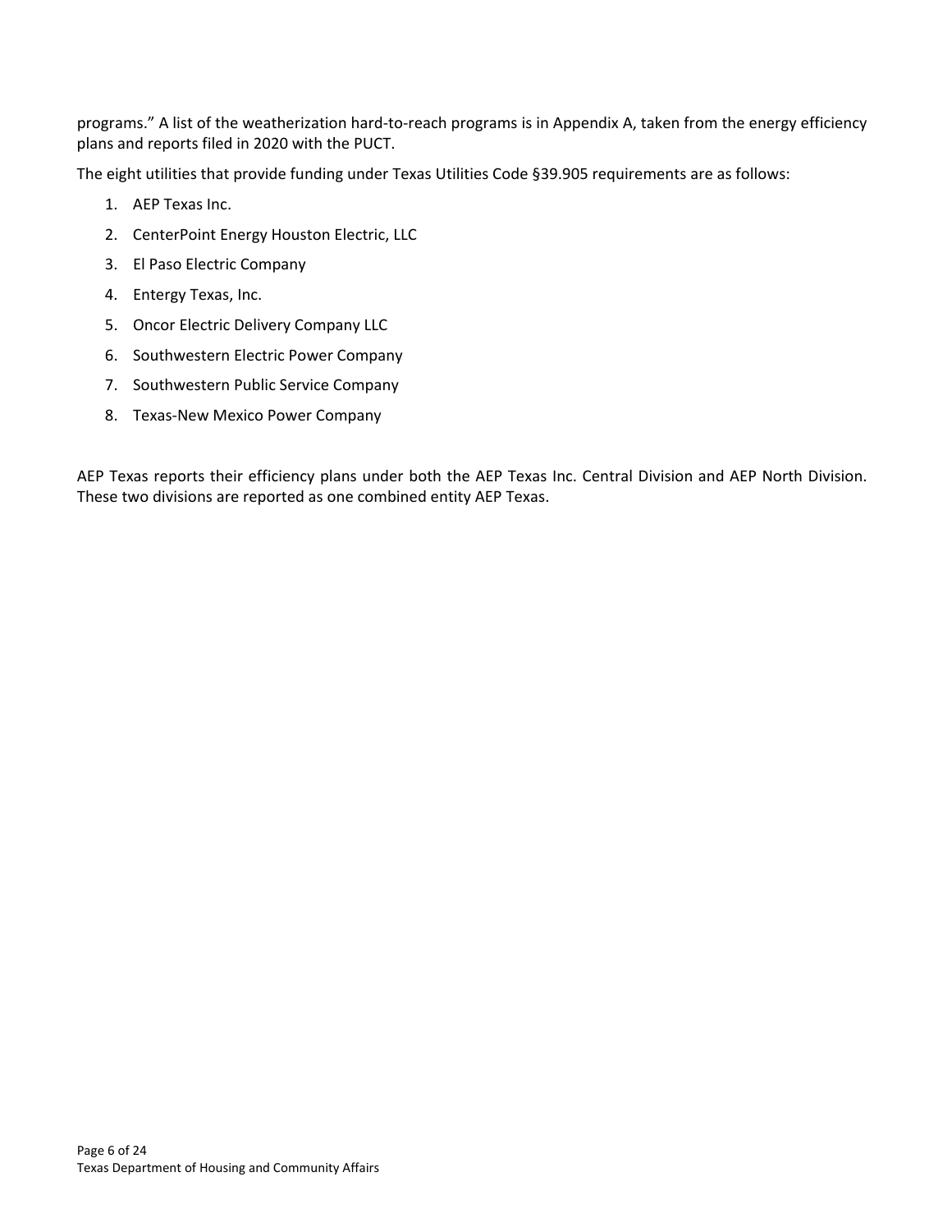programs." A list of the weatherization hard-to-reach programs is in Appendix A, taken from the energy efficiency plans and reports filed in 2020 with the PUCT.

The eight utilities that provide funding under Texas Utilities Code §39.905 requirements are as follows:

1. AEP Texas Inc.
2. CenterPoint Energy Houston Electric, LLC
3. El Paso Electric Company
4. Entergy Texas, Inc.
5. Oncor Electric Delivery Company LLC
6. Southwestern Electric Power Company
7. Southwestern Public Service Company
8. Texas-New Mexico Power Company

AEP Texas reports their efficiency plans under both the AEP Texas Inc. Central Division and AEP North Division. These two divisions are reported as one combined entity AEP Texas.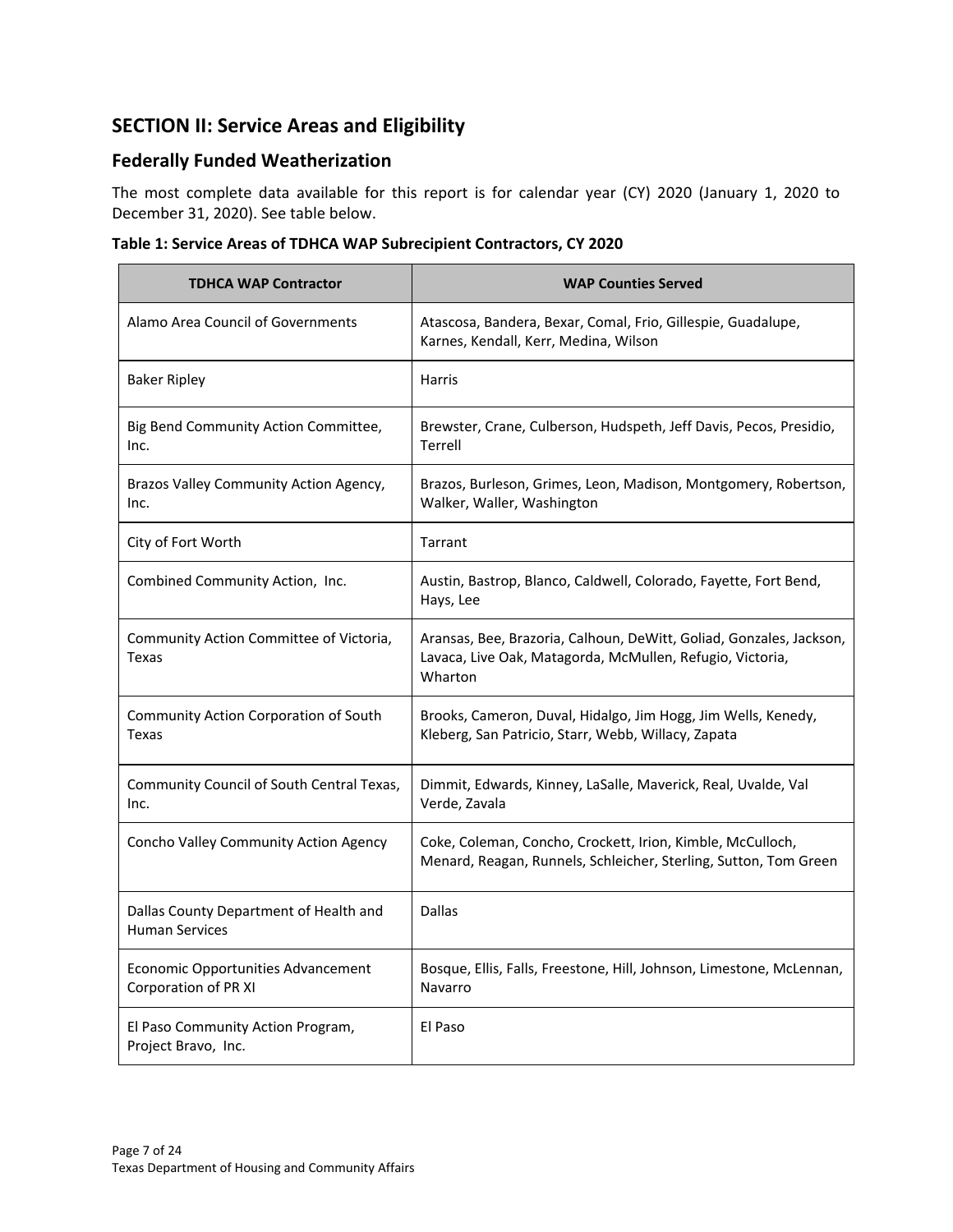## SECTION II: Service Areas and Eligibility

### Federally Funded Weatherization

The most complete data available for this report is for calendar year (CY) 2020 (January 1, 2020 to December 31, 2020). See table below.

**Table 1: Service Areas of TDHCA WAP Subrecipient Contractors, CY 2020**

| TDHCA WAP Contractor | WAP Counties Served |
|---|---|
| Alamo Area Council of Governments | Atascosa, Bandera, Bexar, Comal, Frio, Gillespie, Guadalupe, Karnes, Kendall, Kerr, Medina, Wilson |
| Baker Ripley | Harris |
| Big Bend Community Action Committee, Inc. | Brewster, Crane, Culberson, Hudspeth, Jeff Davis, Pecos, Presidio, Terrell |
| Brazos Valley Community Action Agency, Inc. | Brazos, Burleson, Grimes, Leon, Madison, Montgomery, Robertson, Walker, Waller, Washington |
| City of Fort Worth | Tarrant |
| Combined Community Action, Inc. | Austin, Bastrop, Blanco, Caldwell, Colorado, Fayette, Fort Bend, Hays, Lee |
| Community Action Committee of Victoria, Texas | Aransas, Bee, Brazoria, Calhoun, DeWitt, Goliad, Gonzales, Jackson, Lavaca, Live Oak, Matagorda, McMullen, Refugio, Victoria, Wharton |
| Community Action Corporation of South Texas | Brooks, Cameron, Duval, Hidalgo, Jim Hogg, Jim Wells, Kenedy, Kleberg, San Patricio, Starr, Webb, Willacy, Zapata |
| Community Council of South Central Texas, Inc. | Dimmit, Edwards, Kinney, LaSalle, Maverick, Real, Uvalde, Val Verde, Zavala |
| Concho Valley Community Action Agency | Coke, Coleman, Concho, Crockett, Irion, Kimble, McCulloch, Menard, Reagan, Runnels, Schleicher, Sterling, Sutton, Tom Green |
| Dallas County Department of Health and Human Services | Dallas |
| Economic Opportunities Advancement Corporation of PR XI | Bosque, Ellis, Falls, Freestone, Hill, Johnson, Limestone, McLennan, Navarro |
| El Paso Community Action Program, Project Bravo, Inc. | El Paso |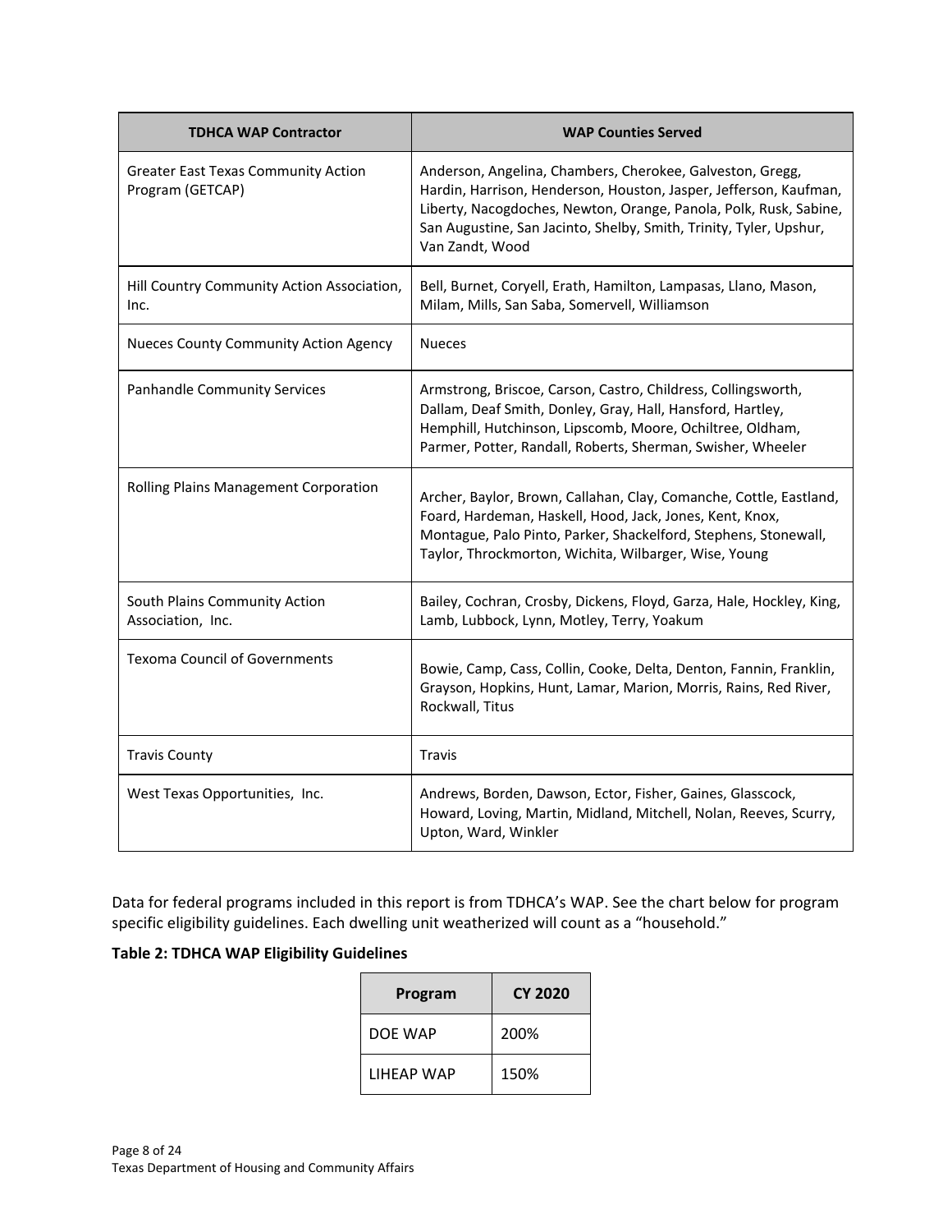| TDHCA WAP Contractor | WAP Counties Served |
| --- | --- |
| Greater East Texas Community Action Program (GETCAP) | Anderson, Angelina, Chambers, Cherokee, Galveston, Gregg, Hardin, Harrison, Henderson, Houston, Jasper, Jefferson, Kaufman, Liberty, Nacogdoches, Newton, Orange, Panola, Polk, Rusk, Sabine, San Augustine, San Jacinto, Shelby, Smith, Trinity, Tyler, Upshur, Van Zandt, Wood |
| Hill Country Community Action Association, Inc. | Bell, Burnet, Coryell, Erath, Hamilton, Lampasas, Llano, Mason, Milam, Mills, San Saba, Somervell, Williamson |
| Nueces County Community Action Agency | Nueces |
| Panhandle Community Services | Armstrong, Briscoe, Carson, Castro, Childress, Collingsworth, Dallam, Deaf Smith, Donley, Gray, Hall, Hansford, Hartley, Hemphill, Hutchinson, Lipscomb, Moore, Ochiltree, Oldham, Parmer, Potter, Randall, Roberts, Sherman, Swisher, Wheeler |
| Rolling Plains Management Corporation | Archer, Baylor, Brown, Callahan, Clay, Comanche, Cottle, Eastland, Foard, Hardeman, Haskell, Hood, Jack, Jones, Kent, Knox, Montague, Palo Pinto, Parker, Shackelford, Stephens, Stonewall, Taylor, Throckmorton, Wichita, Wilbarger, Wise, Young |
| South Plains Community Action Association, Inc. | Bailey, Cochran, Crosby, Dickens, Floyd, Garza, Hale, Hockley, King, Lamb, Lubbock, Lynn, Motley, Terry, Yoakum |
| Texoma Council of Governments | Bowie, Camp, Cass, Collin, Cooke, Delta, Denton, Fannin, Franklin, Grayson, Hopkins, Hunt, Lamar, Marion, Morris, Rains, Red River, Rockwall, Titus |
| Travis County | Travis |
| West Texas Opportunities, Inc. | Andrews, Borden, Dawson, Ector, Fisher, Gaines, Glasscock, Howard, Loving, Martin, Midland, Mitchell, Nolan, Reeves, Scurry, Upton, Ward, Winkler |

Data for federal programs included in this report is from TDHCA's WAP. See the chart below for program specific eligibility guidelines. Each dwelling unit weatherized will count as a "household."

**Table 2: TDHCA WAP Eligibility Guidelines**

| Program | CY 2020 |
| --- | --- |
| DOE WAP | 200% |
| LIHEAP WAP | 150% |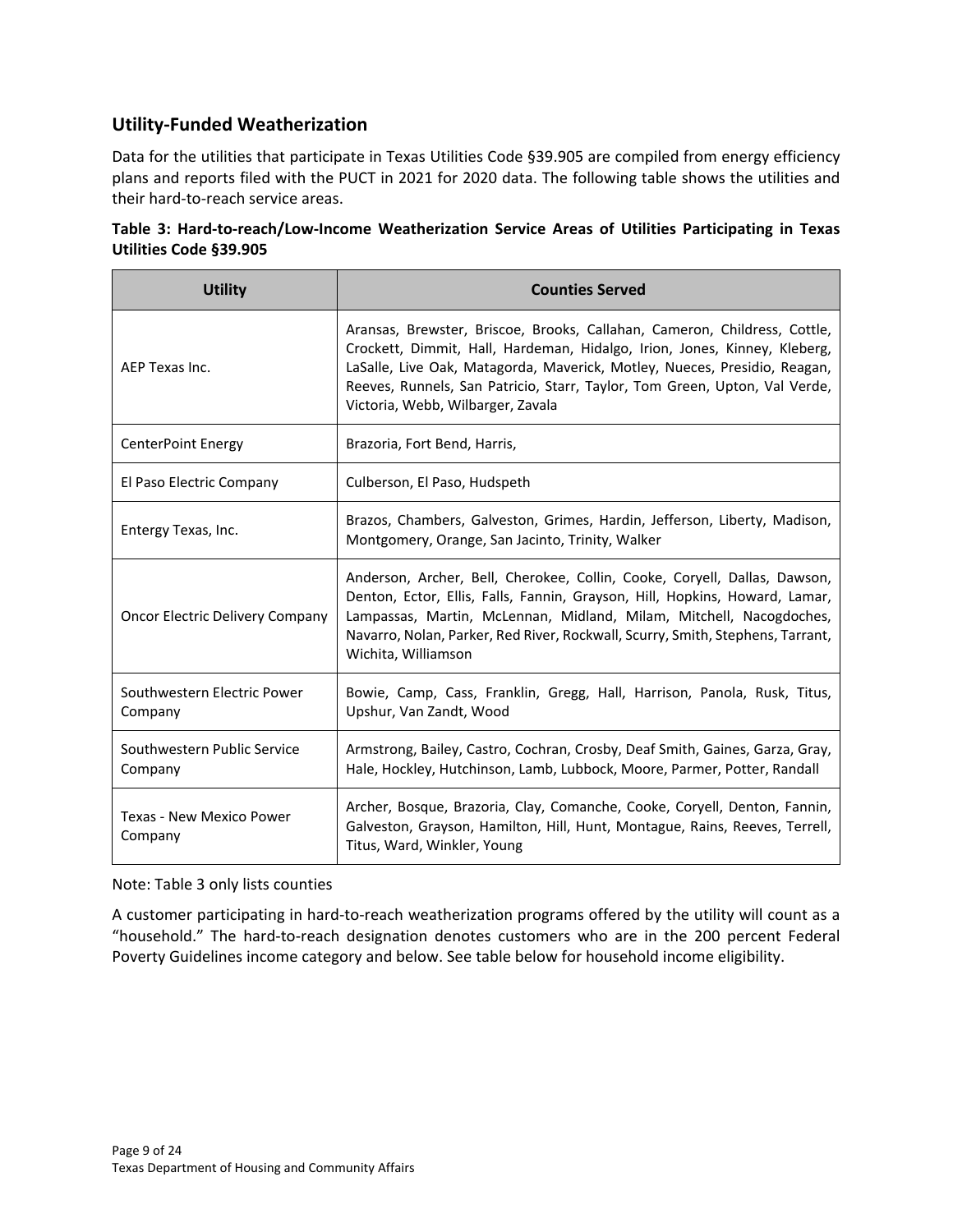## Utility-Funded Weatherization

Data for the utilities that participate in Texas Utilities Code §39.905 are compiled from energy efficiency plans and reports filed with the PUCT in 2021 for 2020 data. The following table shows the utilities and their hard-to-reach service areas.

**Table 3: Hard-to-reach/Low-Income Weatherization Service Areas of Utilities Participating in Texas Utilities Code §39.905**

| Utility | Counties Served |
|---|---|
| AEP Texas Inc. | Aransas, Brewster, Briscoe, Brooks, Callahan, Cameron, Childress, Cottle, Crockett, Dimmit, Hall, Hardeman, Hidalgo, Irion, Jones, Kinney, Kleberg, LaSalle, Live Oak, Matagorda, Maverick, Motley, Nueces, Presidio, Reagan, Reeves, Runnels, San Patricio, Starr, Taylor, Tom Green, Upton, Val Verde, Victoria, Webb, Wilbarger, Zavala |
| CenterPoint Energy | Brazoria, Fort Bend, Harris, |
| El Paso Electric Company | Culberson, El Paso, Hudspeth |
| Entergy Texas, Inc. | Brazos, Chambers, Galveston, Grimes, Hardin, Jefferson, Liberty, Madison, Montgomery, Orange, San Jacinto, Trinity, Walker |
| Oncor Electric Delivery Company | Anderson, Archer, Bell, Cherokee, Collin, Cooke, Coryell, Dallas, Dawson, Denton, Ector, Ellis, Falls, Fannin, Grayson, Hill, Hopkins, Howard, Lamar, Lampassas, Martin, McLennan, Midland, Milam, Mitchell, Nacogdoches, Navarro, Nolan, Parker, Red River, Rockwall, Scurry, Smith, Stephens, Tarrant, Wichita, Williamson |
| Southwestern Electric Power Company | Bowie, Camp, Cass, Franklin, Gregg, Hall, Harrison, Panola, Rusk, Titus, Upshur, Van Zandt, Wood |
| Southwestern Public Service Company | Armstrong, Bailey, Castro, Cochran, Crosby, Deaf Smith, Gaines, Garza, Gray, Hale, Hockley, Hutchinson, Lamb, Lubbock, Moore, Parmer, Potter, Randall |
| Texas - New Mexico Power Company | Archer, Bosque, Brazoria, Clay, Comanche, Cooke, Coryell, Denton, Fannin, Galveston, Grayson, Hamilton, Hill, Hunt, Montague, Rains, Reeves, Terrell, Titus, Ward, Winkler, Young |

Note: Table 3 only lists counties

A customer participating in hard-to-reach weatherization programs offered by the utility will count as a "household." The hard-to-reach designation denotes customers who are in the 200 percent Federal Poverty Guidelines income category and below. See table below for household income eligibility.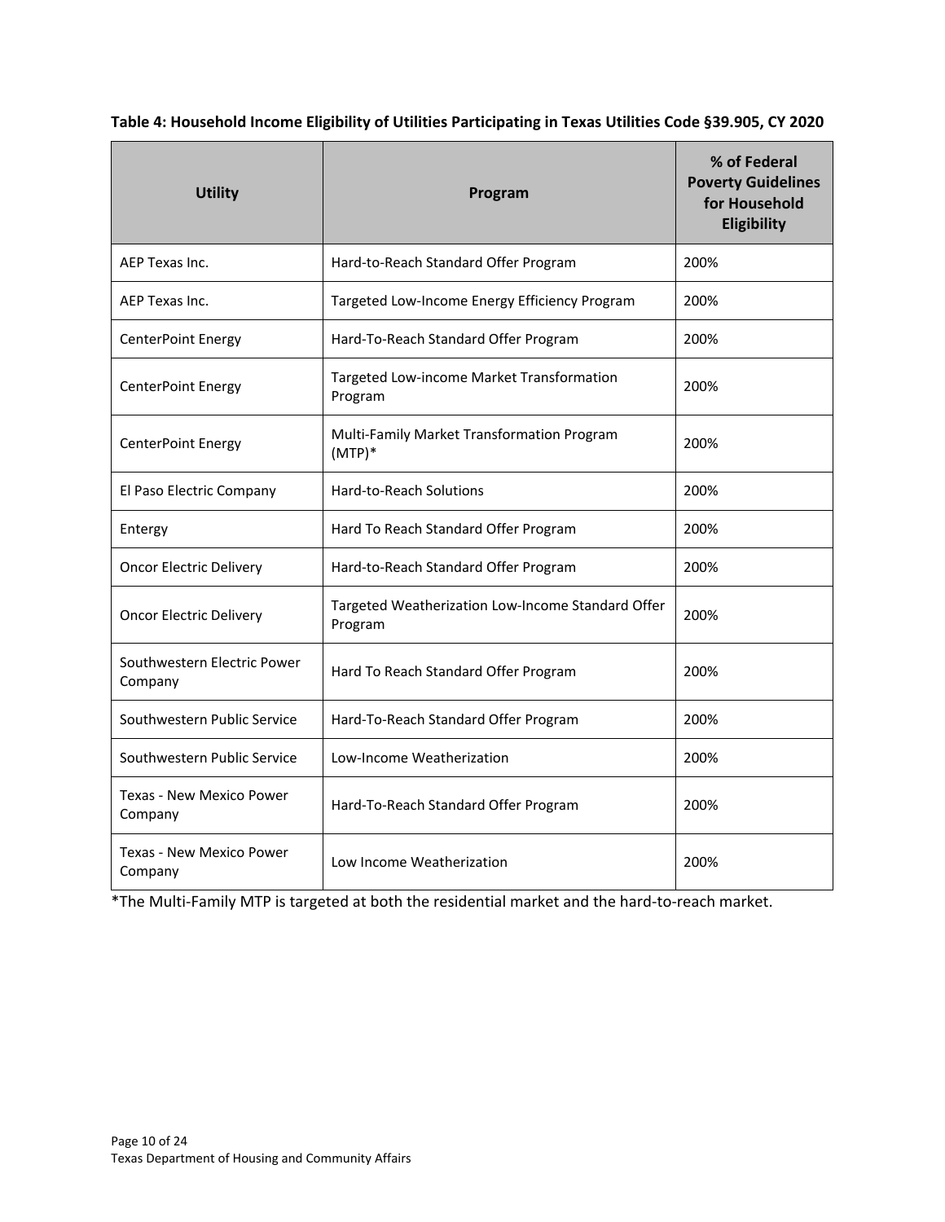**Table 4: Household Income Eligibility of Utilities Participating in Texas Utilities Code §39.905, CY 2020**

| Utility | Program | % of Federal Poverty Guidelines for Household Eligibility |
|---|---|---|
| AEP Texas Inc. | Hard-to-Reach Standard Offer Program | 200% |
| AEP Texas Inc. | Targeted Low-Income Energy Efficiency Program | 200% |
| CenterPoint Energy | Hard-To-Reach Standard Offer Program | 200% |
| CenterPoint Energy | Targeted Low-income Market Transformation Program | 200% |
| CenterPoint Energy | Multi-Family Market Transformation Program (MTP)* | 200% |
| El Paso Electric Company | Hard-to-Reach Solutions | 200% |
| Entergy | Hard To Reach Standard Offer Program | 200% |
| Oncor Electric Delivery | Hard-to-Reach Standard Offer Program | 200% |
| Oncor Electric Delivery | Targeted Weatherization Low-Income Standard Offer Program | 200% |
| Southwestern Electric Power Company | Hard To Reach Standard Offer Program | 200% |
| Southwestern Public Service | Hard-To-Reach Standard Offer Program | 200% |
| Southwestern Public Service | Low-Income Weatherization | 200% |
| Texas - New Mexico Power Company | Hard-To-Reach Standard Offer Program | 200% |
| Texas - New Mexico Power Company | Low Income Weatherization | 200% |

*The Multi-Family MTP is targeted at both the residential market and the hard-to-reach market.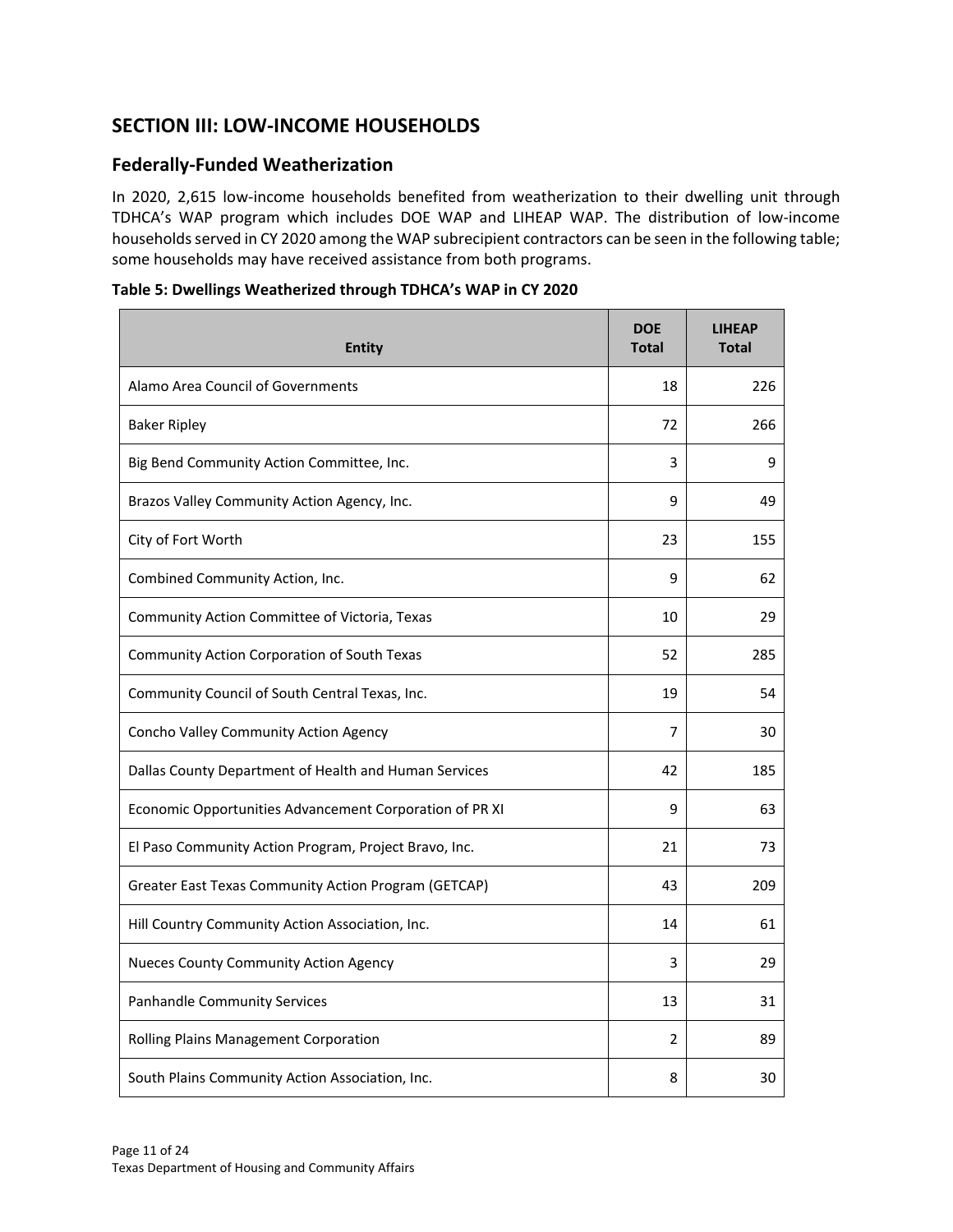## SECTION III: LOW-INCOME HOUSEHOLDS

### Federally-Funded Weatherization

In 2020, 2,615 low-income households benefited from weatherization to their dwelling unit through TDHCA's WAP program which includes DOE WAP and LIHEAP WAP. The distribution of low-income households served in CY 2020 among the WAP subrecipient contractors can be seen in the following table; some households may have received assistance from both programs.

**Table 5: Dwellings Weatherized through TDHCA's WAP in CY 2020**

| Entity | DOE Total | LIHEAP Total |
|---|---:|---:|
| Alamo Area Council of Governments | 18 | 226 |
| Baker Ripley | 72 | 266 |
| Big Bend Community Action Committee, Inc. | 3 | 9 |
| Brazos Valley Community Action Agency, Inc. | 9 | 49 |
| City of Fort Worth | 23 | 155 |
| Combined Community Action, Inc. | 9 | 62 |
| Community Action Committee of Victoria, Texas | 10 | 29 |
| Community Action Corporation of South Texas | 52 | 285 |
| Community Council of South Central Texas, Inc. | 19 | 54 |
| Concho Valley Community Action Agency | 7 | 30 |
| Dallas County Department of Health and Human Services | 42 | 185 |
| Economic Opportunities Advancement Corporation of PR XI | 9 | 63 |
| El Paso Community Action Program, Project Bravo, Inc. | 21 | 73 |
| Greater East Texas Community Action Program (GETCAP) | 43 | 209 |
| Hill Country Community Action Association, Inc. | 14 | 61 |
| Nueces County Community Action Agency | 3 | 29 |
| Panhandle Community Services | 13 | 31 |
| Rolling Plains Management Corporation | 2 | 89 |
| South Plains Community Action Association, Inc. | 8 | 30 |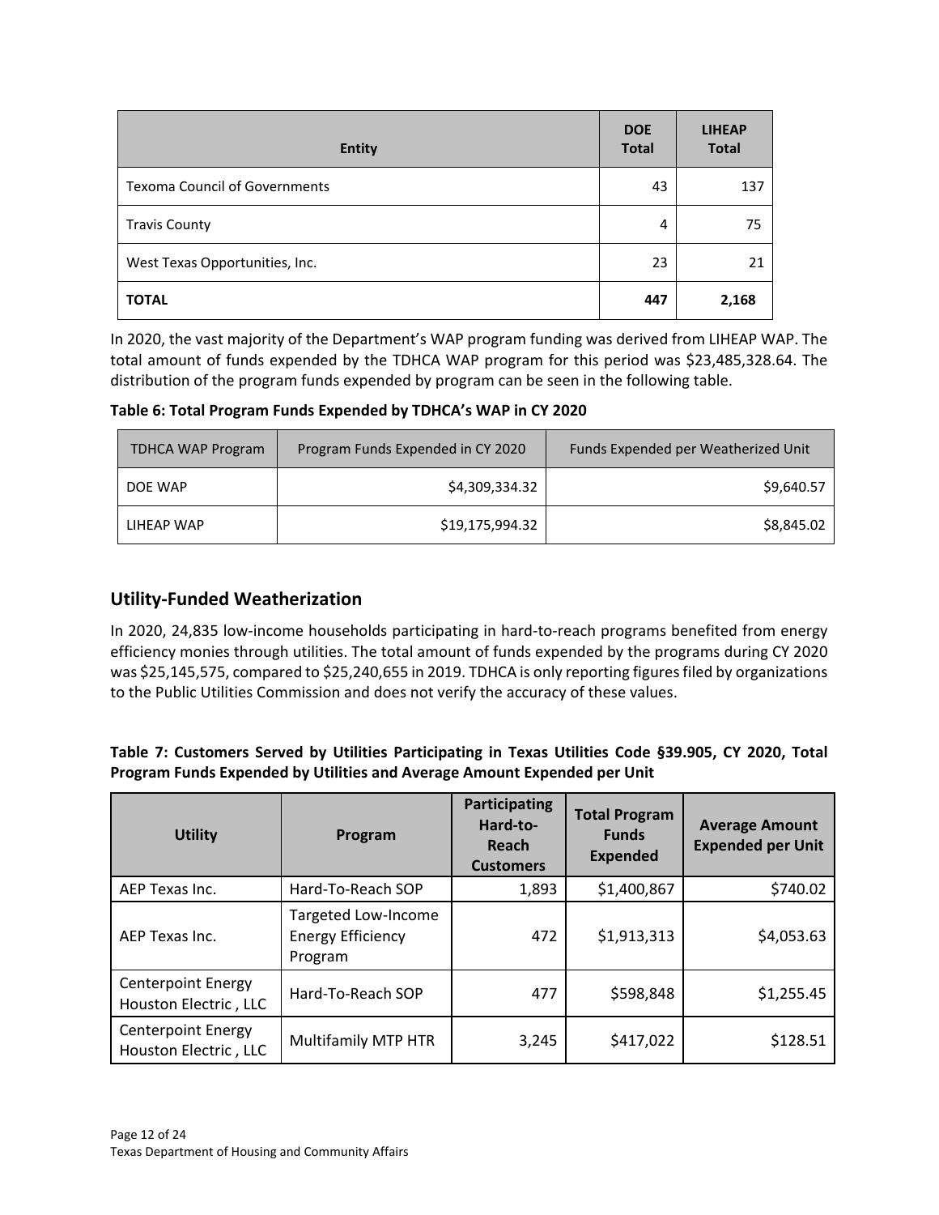| Entity | DOE Total | LIHEAP Total |
|---|---|---|
| Texoma Council of Governments | 43 | 137 |
| Travis County | 4 | 75 |
| West Texas Opportunities, Inc. | 23 | 21 |
| **TOTAL** | **447** | **2,168** |

In 2020, the vast majority of the Department's WAP program funding was derived from LIHEAP WAP. The total amount of funds expended by the TDHCA WAP program for this period was $23,485,328.64. The distribution of the program funds expended by program can be seen in the following table.

**Table 6: Total Program Funds Expended by TDHCA's WAP in CY 2020**

| TDHCA WAP Program | Program Funds Expended in CY 2020 | Funds Expended per Weatherized Unit |
|---|---|---|
| DOE WAP | $4,309,334.32 | $9,640.57 |
| LIHEAP WAP | $19,175,994.32 | $8,845.02 |

## Utility-Funded Weatherization

In 2020, 24,835 low-income households participating in hard-to-reach programs benefited from energy efficiency monies through utilities. The total amount of funds expended by the programs during CY 2020 was $25,145,575, compared to $25,240,655 in 2019. TDHCA is only reporting figures filed by organizations to the Public Utilities Commission and does not verify the accuracy of these values.

**Table 7: Customers Served by Utilities Participating in Texas Utilities Code §39.905, CY 2020, Total Program Funds Expended by Utilities and Average Amount Expended per Unit**

| Utility | Program | Participating Hard-to-Reach Customers | Total Program Funds Expended | Average Amount Expended per Unit |
|---|---|---|---|---|
| AEP Texas Inc. | Hard-To-Reach SOP | 1,893 | $1,400,867 | $740.02 |
| AEP Texas Inc. | Targeted Low-Income Energy Efficiency Program | 472 | $1,913,313 | $4,053.63 |
| Centerpoint Energy Houston Electric , LLC | Hard-To-Reach SOP | 477 | $598,848 | $1,255.45 |
| Centerpoint Energy Houston Electric , LLC | Multifamily MTP HTR | 3,245 | $417,022 | $128.51 |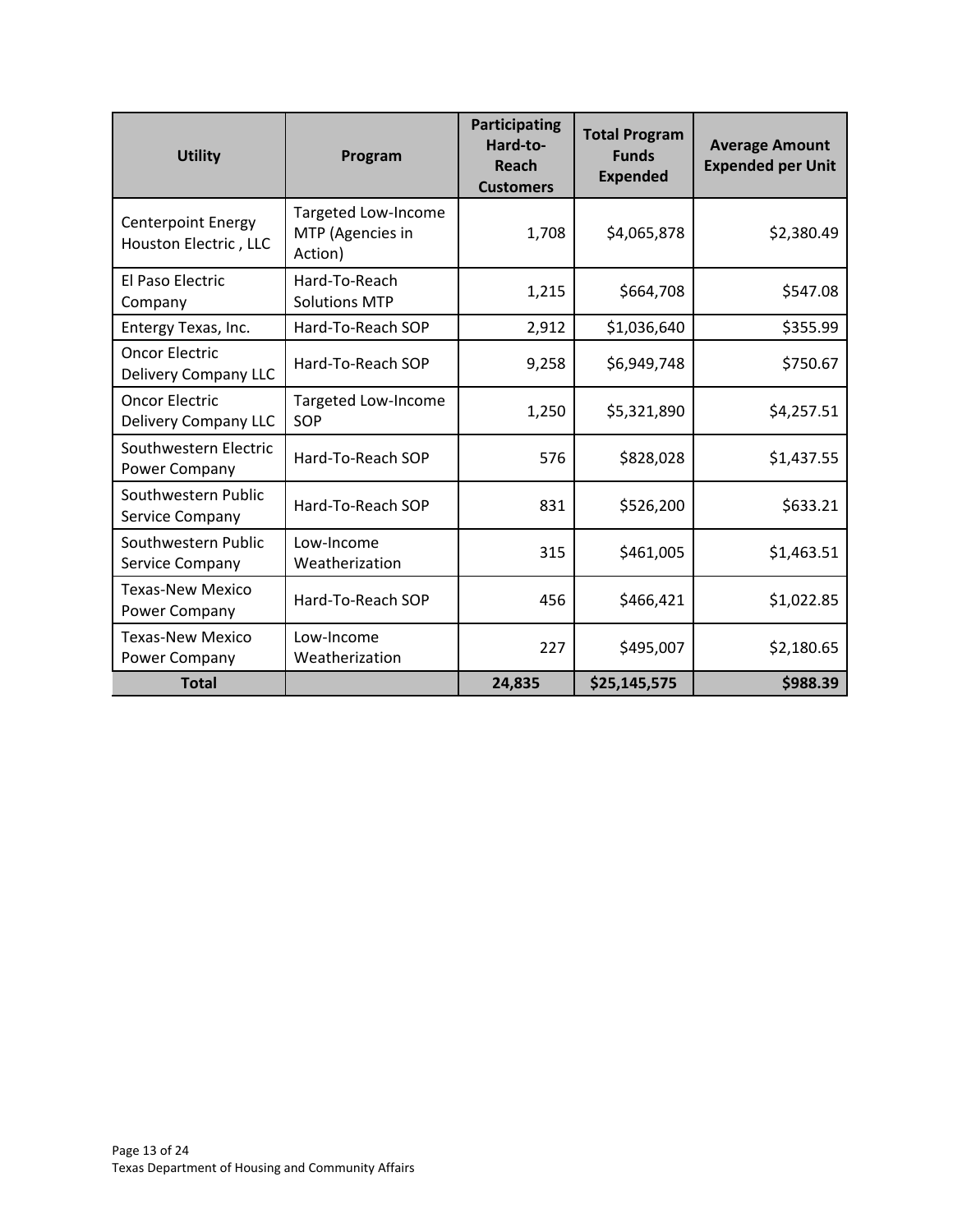| Utility | Program | Participating Hard-to-Reach Customers | Total Program Funds Expended | Average Amount Expended per Unit |
|---|---|---|---|---|
| Centerpoint Energy Houston Electric , LLC | Targeted Low-Income MTP (Agencies in Action) | 1,708 | $4,065,878 | $2,380.49 |
| El Paso Electric Company | Hard-To-Reach Solutions MTP | 1,215 | $664,708 | $547.08 |
| Entergy Texas, Inc. | Hard-To-Reach SOP | 2,912 | $1,036,640 | $355.99 |
| Oncor Electric Delivery Company LLC | Hard-To-Reach SOP | 9,258 | $6,949,748 | $750.67 |
| Oncor Electric Delivery Company LLC | Targeted Low-Income SOP | 1,250 | $5,321,890 | $4,257.51 |
| Southwestern Electric Power Company | Hard-To-Reach SOP | 576 | $828,028 | $1,437.55 |
| Southwestern Public Service Company | Hard-To-Reach SOP | 831 | $526,200 | $633.21 |
| Southwestern Public Service Company | Low-Income Weatherization | 315 | $461,005 | $1,463.51 |
| Texas-New Mexico Power Company | Hard-To-Reach SOP | 456 | $466,421 | $1,022.85 |
| Texas-New Mexico Power Company | Low-Income Weatherization | 227 | $495,007 | $2,180.65 |
| **Total** | | **24,835** | **$25,145,575** | **$988.39** |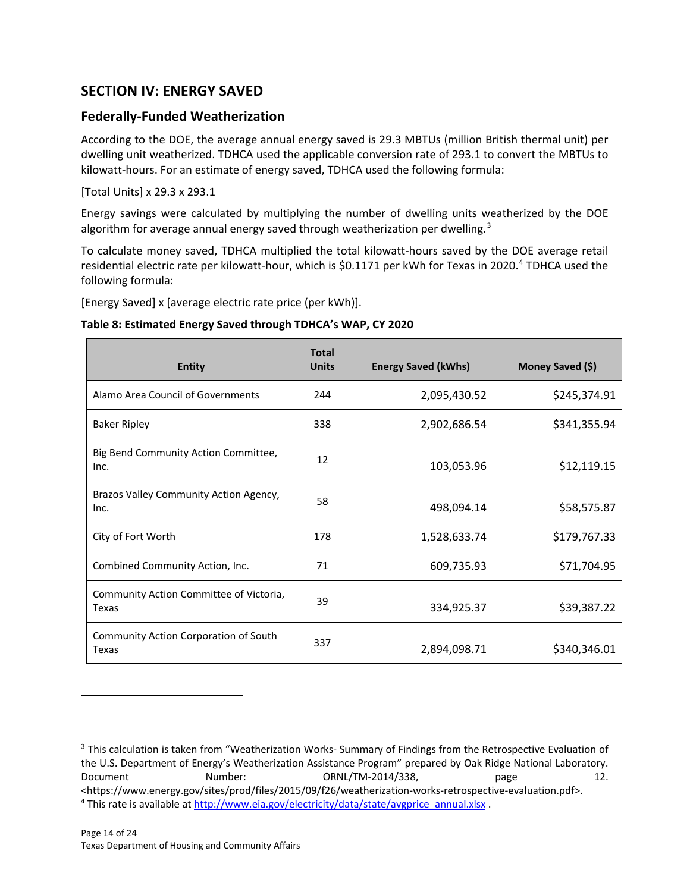# SECTION IV: ENERGY SAVED

## Federally-Funded Weatherization

According to the DOE, the average annual energy saved is 29.3 MBTUs (million British thermal unit) per dwelling unit weatherized. TDHCA used the applicable conversion rate of 293.1 to convert the MBTUs to kilowatt-hours. For an estimate of energy saved, TDHCA used the following formula:

[Total Units] x 29.3 x 293.1

Energy savings were calculated by multiplying the number of dwelling units weatherized by the DOE algorithm for average annual energy saved through weatherization per dwelling.[3]

To calculate money saved, TDHCA multiplied the total kilowatt-hours saved by the DOE average retail residential electric rate per kilowatt-hour, which is $0.1171 per kWh for Texas in 2020.[4] TDHCA used the following formula:

[Energy Saved] x [average electric rate price (per kWh)].

**Table 8: Estimated Energy Saved through TDHCA's WAP, CY 2020**

| Entity | Total Units | Energy Saved (kWhs) | Money Saved ($) |
|---|---|---|---|
| Alamo Area Council of Governments | 244 | 2,095,430.52 | $245,374.91 |
| Baker Ripley | 338 | 2,902,686.54 | $341,355.94 |
| Big Bend Community Action Committee, Inc. | 12 | 103,053.96 | $12,119.15 |
| Brazos Valley Community Action Agency, Inc. | 58 | 498,094.14 | $58,575.87 |
| City of Fort Worth | 178 | 1,528,633.74 | $179,767.33 |
| Combined Community Action, Inc. | 71 | 609,735.93 | $71,704.95 |
| Community Action Committee of Victoria, Texas | 39 | 334,925.37 | $39,387.22 |
| Community Action Corporation of South Texas | 337 | 2,894,098.71 | $340,346.01 |

---

[3] This calculation is taken from "Weatherization Works- Summary of Findings from the Retrospective Evaluation of the U.S. Department of Energy's Weatherization Assistance Program" prepared by Oak Ridge National Laboratory. Document Number: ORNL/TM-2014/338, page 12. <https://www.energy.gov/sites/prod/files/2015/09/f26/weatherization-works-retrospective-evaluation.pdf>.

[4] This rate is available at http://www.eia.gov/electricity/data/state/avgprice_annual.xlsx .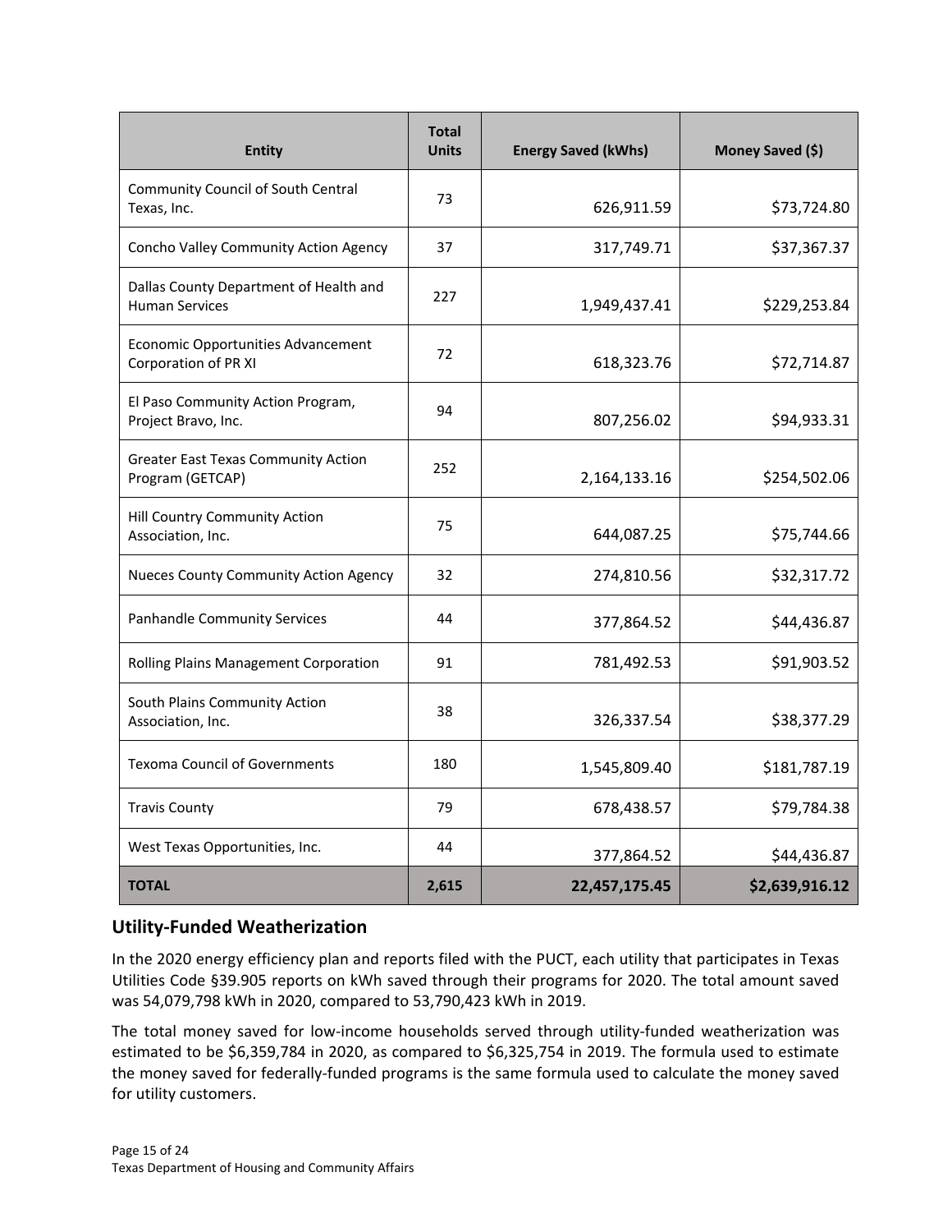| Entity | Total Units | Energy Saved (kWhs) | Money Saved ($) |
|---|---|---|---|
| Community Council of South Central Texas, Inc. | 73 | 626,911.59 | $73,724.80 |
| Concho Valley Community Action Agency | 37 | 317,749.71 | $37,367.37 |
| Dallas County Department of Health and Human Services | 227 | 1,949,437.41 | $229,253.84 |
| Economic Opportunities Advancement Corporation of PR XI | 72 | 618,323.76 | $72,714.87 |
| El Paso Community Action Program, Project Bravo, Inc. | 94 | 807,256.02 | $94,933.31 |
| Greater East Texas Community Action Program (GETCAP) | 252 | 2,164,133.16 | $254,502.06 |
| Hill Country Community Action Association, Inc. | 75 | 644,087.25 | $75,744.66 |
| Nueces County Community Action Agency | 32 | 274,810.56 | $32,317.72 |
| Panhandle Community Services | 44 | 377,864.52 | $44,436.87 |
| Rolling Plains Management Corporation | 91 | 781,492.53 | $91,903.52 |
| South Plains Community Action Association, Inc. | 38 | 326,337.54 | $38,377.29 |
| Texoma Council of Governments | 180 | 1,545,809.40 | $181,787.19 |
| Travis County | 79 | 678,438.57 | $79,784.38 |
| West Texas Opportunities, Inc. | 44 | 377,864.52 | $44,436.87 |
| **TOTAL** | **2,615** | **22,457,175.45** | **$2,639,916.12** |

## Utility-Funded Weatherization

In the 2020 energy efficiency plan and reports filed with the PUCT, each utility that participates in Texas Utilities Code §39.905 reports on kWh saved through their programs for 2020. The total amount saved was 54,079,798 kWh in 2020, compared to 53,790,423 kWh in 2019.

The total money saved for low-income households served through utility-funded weatherization was estimated to be $6,359,784 in 2020, as compared to $6,325,754 in 2019. The formula used to estimate the money saved for federally-funded programs is the same formula used to calculate the money saved for utility customers.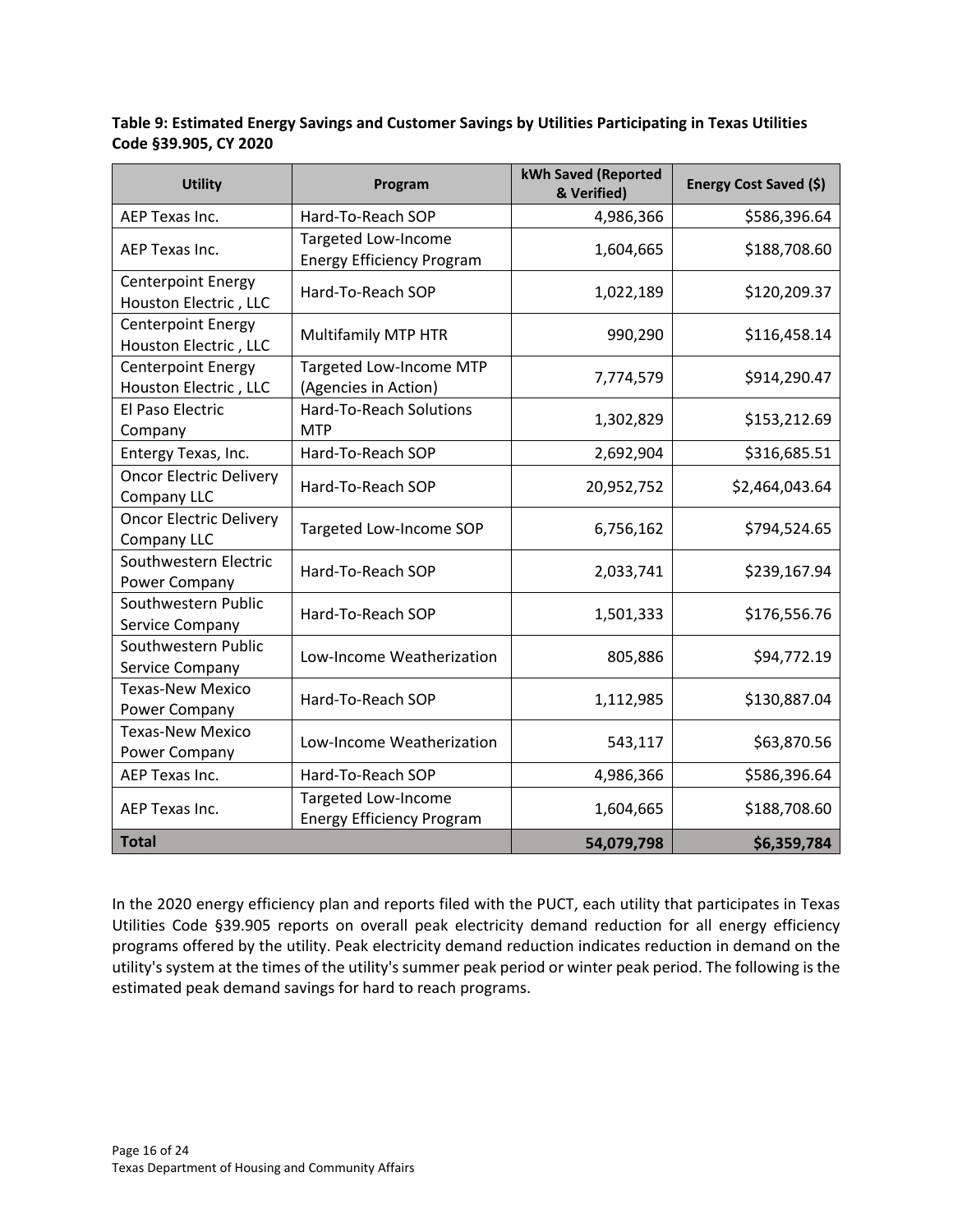**Table 9: Estimated Energy Savings and Customer Savings by Utilities Participating in Texas Utilities Code §39.905, CY 2020**

| Utility | Program | kWh Saved (Reported & Verified) | Energy Cost Saved ($) |
|---|---|---|---|
| AEP Texas Inc. | Hard-To-Reach SOP | 4,986,366 | $586,396.64 |
| AEP Texas Inc. | Targeted Low-Income Energy Efficiency Program | 1,604,665 | $188,708.60 |
| Centerpoint Energy Houston Electric , LLC | Hard-To-Reach SOP | 1,022,189 | $120,209.37 |
| Centerpoint Energy Houston Electric , LLC | Multifamily MTP HTR | 990,290 | $116,458.14 |
| Centerpoint Energy Houston Electric , LLC | Targeted Low-Income MTP (Agencies in Action) | 7,774,579 | $914,290.47 |
| El Paso Electric Company | Hard-To-Reach Solutions MTP | 1,302,829 | $153,212.69 |
| Entergy Texas, Inc. | Hard-To-Reach SOP | 2,692,904 | $316,685.51 |
| Oncor Electric Delivery Company LLC | Hard-To-Reach SOP | 20,952,752 | $2,464,043.64 |
| Oncor Electric Delivery Company LLC | Targeted Low-Income SOP | 6,756,162 | $794,524.65 |
| Southwestern Electric Power Company | Hard-To-Reach SOP | 2,033,741 | $239,167.94 |
| Southwestern Public Service Company | Hard-To-Reach SOP | 1,501,333 | $176,556.76 |
| Southwestern Public Service Company | Low-Income Weatherization | 805,886 | $94,772.19 |
| Texas-New Mexico Power Company | Hard-To-Reach SOP | 1,112,985 | $130,887.04 |
| Texas-New Mexico Power Company | Low-Income Weatherization | 543,117 | $63,870.56 |
| AEP Texas Inc. | Hard-To-Reach SOP | 4,986,366 | $586,396.64 |
| AEP Texas Inc. | Targeted Low-Income Energy Efficiency Program | 1,604,665 | $188,708.60 |
| **Total** | | **54,079,798** | **$6,359,784** |

In the 2020 energy efficiency plan and reports filed with the PUCT, each utility that participates in Texas Utilities Code §39.905 reports on overall peak electricity demand reduction for all energy efficiency programs offered by the utility. Peak electricity demand reduction indicates reduction in demand on the utility's system at the times of the utility's summer peak period or winter peak period. The following is the estimated peak demand savings for hard to reach programs.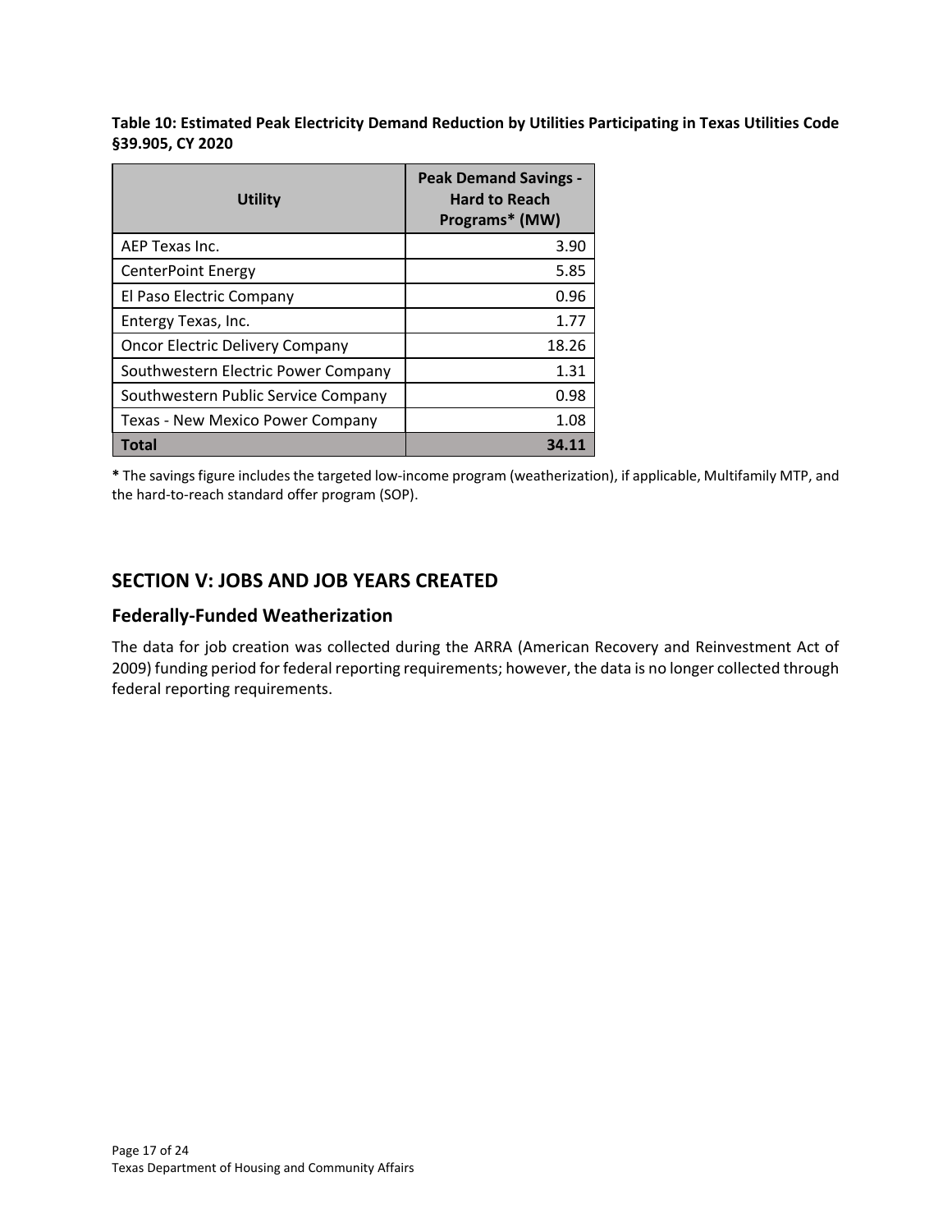**Table 10: Estimated Peak Electricity Demand Reduction by Utilities Participating in Texas Utilities Code §39.905, CY 2020**

| Utility | Peak Demand Savings - Hard to Reach Programs* (MW) |
|---|---|
| AEP Texas Inc. | 3.90 |
| CenterPoint Energy | 5.85 |
| El Paso Electric Company | 0.96 |
| Entergy Texas, Inc. | 1.77 |
| Oncor Electric Delivery Company | 18.26 |
| Southwestern Electric Power Company | 1.31 |
| Southwestern Public Service Company | 0.98 |
| Texas - New Mexico Power Company | 1.08 |
| **Total** | **34.11** |

**\*** The savings figure includes the targeted low-income program (weatherization), if applicable, Multifamily MTP, and the hard-to-reach standard offer program (SOP).

## SECTION V: JOBS AND JOB YEARS CREATED

### Federally-Funded Weatherization

The data for job creation was collected during the ARRA (American Recovery and Reinvestment Act of 2009) funding period for federal reporting requirements; however, the data is no longer collected through federal reporting requirements.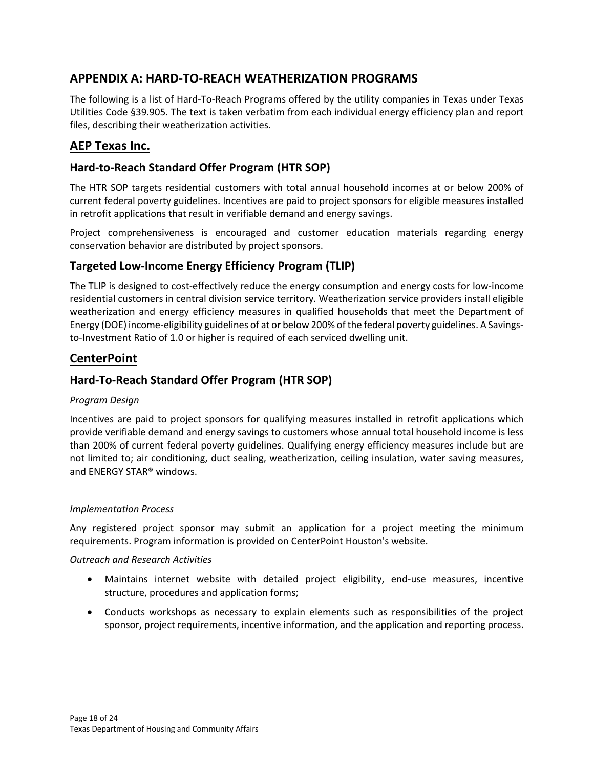## APPENDIX A: HARD-TO-REACH WEATHERIZATION PROGRAMS

The following is a list of Hard-To-Reach Programs offered by the utility companies in Texas under Texas Utilities Code §39.905. The text is taken verbatim from each individual energy efficiency plan and report files, describing their weatherization activities.

## AEP Texas Inc.

### Hard-to-Reach Standard Offer Program (HTR SOP)

The HTR SOP targets residential customers with total annual household incomes at or below 200% of current federal poverty guidelines. Incentives are paid to project sponsors for eligible measures installed in retrofit applications that result in verifiable demand and energy savings.

Project comprehensiveness is encouraged and customer education materials regarding energy conservation behavior are distributed by project sponsors.

### Targeted Low-Income Energy Efficiency Program (TLIP)

The TLIP is designed to cost-effectively reduce the energy consumption and energy costs for low-income residential customers in central division service territory. Weatherization service providers install eligible weatherization and energy efficiency measures in qualified households that meet the Department of Energy (DOE) income-eligibility guidelines of at or below 200% of the federal poverty guidelines. A Savings-to-Investment Ratio of 1.0 or higher is required of each serviced dwelling unit.

## CenterPoint

### Hard-To-Reach Standard Offer Program (HTR SOP)

*Program Design*

Incentives are paid to project sponsors for qualifying measures installed in retrofit applications which provide verifiable demand and energy savings to customers whose annual total household income is less than 200% of current federal poverty guidelines. Qualifying energy efficiency measures include but are not limited to; air conditioning, duct sealing, weatherization, ceiling insulation, water saving measures, and ENERGY STAR® windows.

*Implementation Process*

Any registered project sponsor may submit an application for a project meeting the minimum requirements. Program information is provided on CenterPoint Houston's website.

*Outreach and Research Activities*

- Maintains internet website with detailed project eligibility, end-use measures, incentive structure, procedures and application forms;
- Conducts workshops as necessary to explain elements such as responsibilities of the project sponsor, project requirements, incentive information, and the application and reporting process.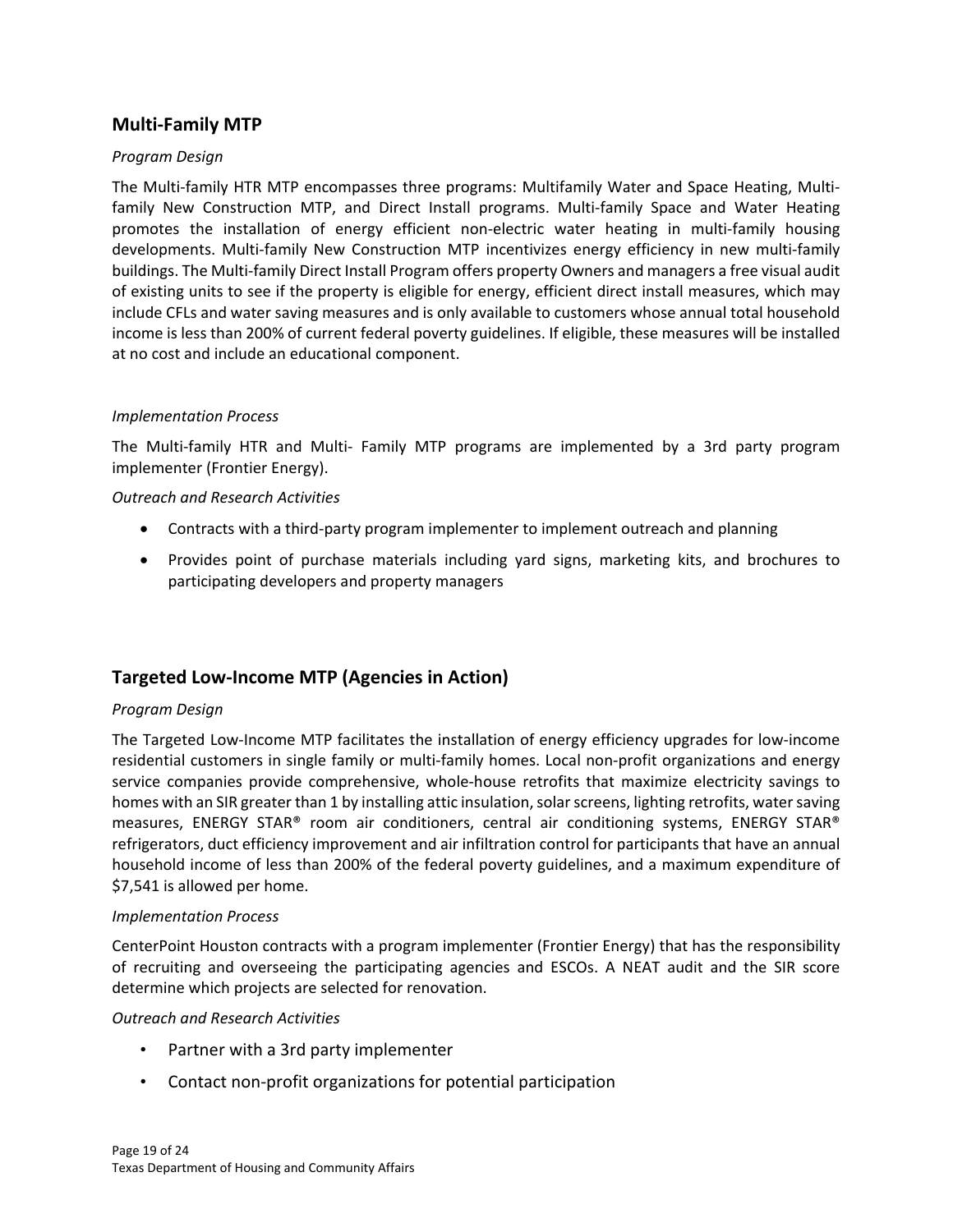## Multi-Family MTP

*Program Design*

The Multi-family HTR MTP encompasses three programs: Multifamily Water and Space Heating, Multi-family New Construction MTP, and Direct Install programs. Multi-family Space and Water Heating promotes the installation of energy efficient non-electric water heating in multi-family housing developments. Multi-family New Construction MTP incentivizes energy efficiency in new multi-family buildings. The Multi-family Direct Install Program offers property Owners and managers a free visual audit of existing units to see if the property is eligible for energy, efficient direct install measures, which may include CFLs and water saving measures and is only available to customers whose annual total household income is less than 200% of current federal poverty guidelines. If eligible, these measures will be installed at no cost and include an educational component.

*Implementation Process*

The Multi-family HTR and Multi- Family MTP programs are implemented by a 3rd party program implementer (Frontier Energy).

*Outreach and Research Activities*

- Contracts with a third-party program implementer to implement outreach and planning
- Provides point of purchase materials including yard signs, marketing kits, and brochures to participating developers and property managers

## Targeted Low-Income MTP (Agencies in Action)

*Program Design*

The Targeted Low-Income MTP facilitates the installation of energy efficiency upgrades for low-income residential customers in single family or multi-family homes. Local non-profit organizations and energy service companies provide comprehensive, whole-house retrofits that maximize electricity savings to homes with an SIR greater than 1 by installing attic insulation, solar screens, lighting retrofits, water saving measures, ENERGY STAR® room air conditioners, central air conditioning systems, ENERGY STAR® refrigerators, duct efficiency improvement and air infiltration control for participants that have an annual household income of less than 200% of the federal poverty guidelines, and a maximum expenditure of $7,541 is allowed per home.

*Implementation Process*

CenterPoint Houston contracts with a program implementer (Frontier Energy) that has the responsibility of recruiting and overseeing the participating agencies and ESCOs. A NEAT audit and the SIR score determine which projects are selected for renovation.

*Outreach and Research Activities*

- Partner with a 3rd party implementer
- Contact non-profit organizations for potential participation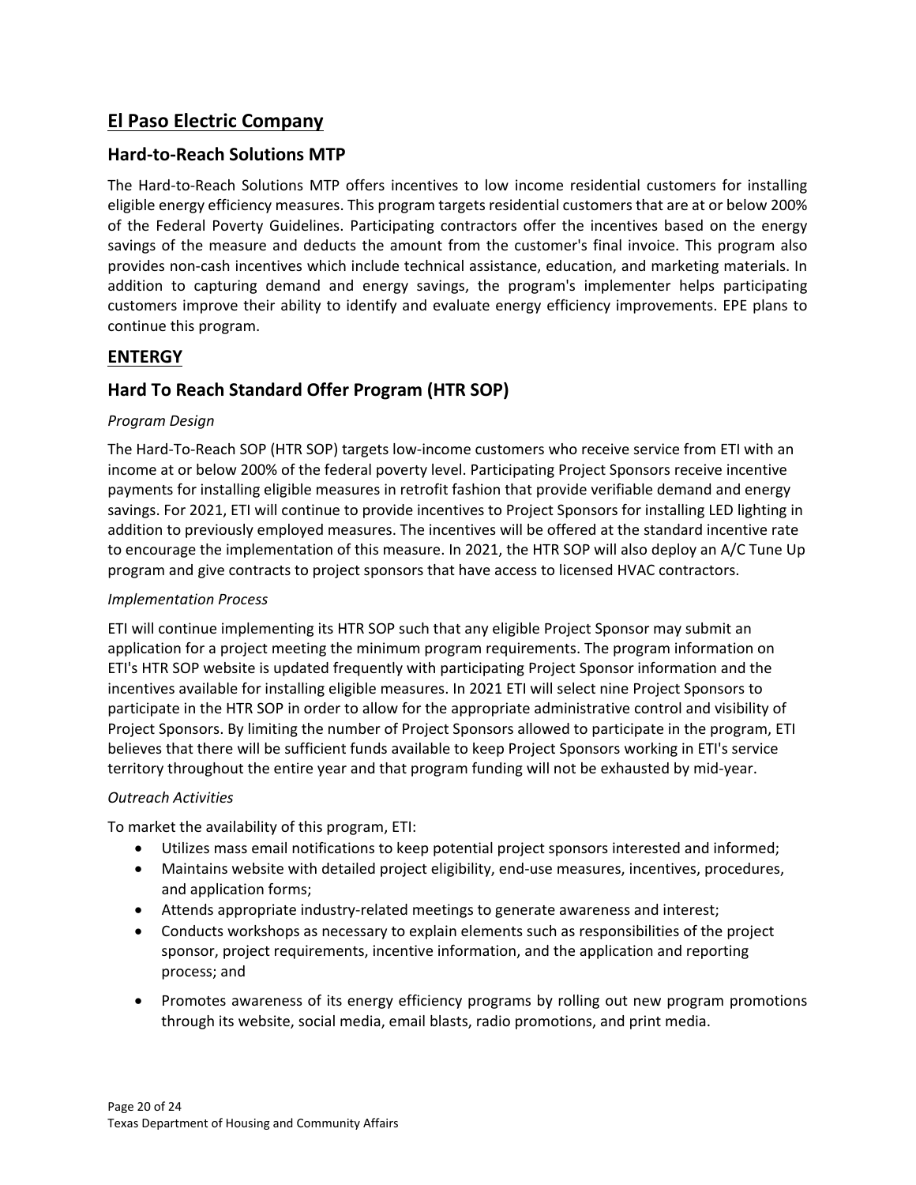## El Paso Electric Company

### Hard-to-Reach Solutions MTP

The Hard-to-Reach Solutions MTP offers incentives to low income residential customers for installing eligible energy efficiency measures. This program targets residential customers that are at or below 200% of the Federal Poverty Guidelines. Participating contractors offer the incentives based on the energy savings of the measure and deducts the amount from the customer's final invoice. This program also provides non-cash incentives which include technical assistance, education, and marketing materials. In addition to capturing demand and energy savings, the program's implementer helps participating customers improve their ability to identify and evaluate energy efficiency improvements. EPE plans to continue this program.

## ENTERGY

### Hard To Reach Standard Offer Program (HTR SOP)

*Program Design*

The Hard-To-Reach SOP (HTR SOP) targets low-income customers who receive service from ETI with an income at or below 200% of the federal poverty level. Participating Project Sponsors receive incentive payments for installing eligible measures in retrofit fashion that provide verifiable demand and energy savings. For 2021, ETI will continue to provide incentives to Project Sponsors for installing LED lighting in addition to previously employed measures. The incentives will be offered at the standard incentive rate to encourage the implementation of this measure. In 2021, the HTR SOP will also deploy an A/C Tune Up program and give contracts to project sponsors that have access to licensed HVAC contractors.

*Implementation Process*

ETI will continue implementing its HTR SOP such that any eligible Project Sponsor may submit an application for a project meeting the minimum program requirements. The program information on ETI's HTR SOP website is updated frequently with participating Project Sponsor information and the incentives available for installing eligible measures. In 2021 ETI will select nine Project Sponsors to participate in the HTR SOP in order to allow for the appropriate administrative control and visibility of Project Sponsors. By limiting the number of Project Sponsors allowed to participate in the program, ETI believes that there will be sufficient funds available to keep Project Sponsors working in ETI's service territory throughout the entire year and that program funding will not be exhausted by mid-year.

*Outreach Activities*

To market the availability of this program, ETI:

- Utilizes mass email notifications to keep potential project sponsors interested and informed;
- Maintains website with detailed project eligibility, end-use measures, incentives, procedures, and application forms;
- Attends appropriate industry-related meetings to generate awareness and interest;
- Conducts workshops as necessary to explain elements such as responsibilities of the project sponsor, project requirements, incentive information, and the application and reporting process; and
- Promotes awareness of its energy efficiency programs by rolling out new program promotions through its website, social media, email blasts, radio promotions, and print media.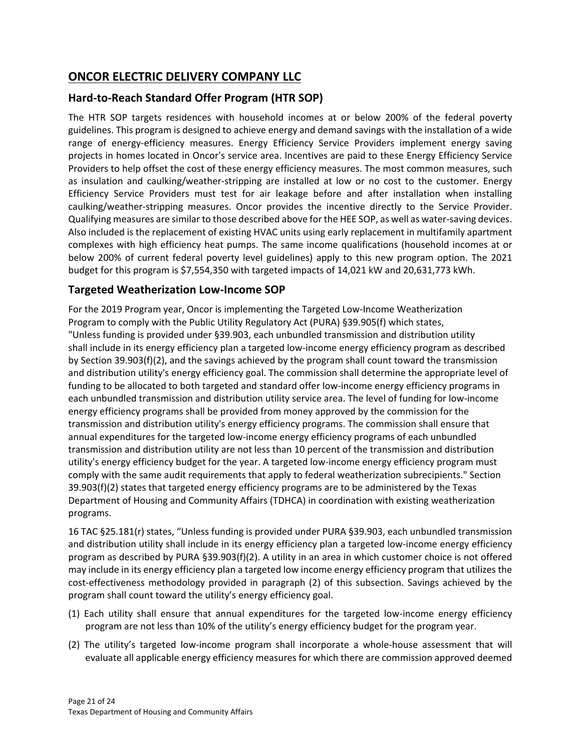## ONCOR ELECTRIC DELIVERY COMPANY LLC

### Hard-to-Reach Standard Offer Program (HTR SOP)

The HTR SOP targets residences with household incomes at or below 200% of the federal poverty guidelines. This program is designed to achieve energy and demand savings with the installation of a wide range of energy-efficiency measures. Energy Efficiency Service Providers implement energy saving projects in homes located in Oncor's service area. Incentives are paid to these Energy Efficiency Service Providers to help offset the cost of these energy efficiency measures. The most common measures, such as insulation and caulking/weather-stripping are installed at low or no cost to the customer. Energy Efficiency Service Providers must test for air leakage before and after installation when installing caulking/weather-stripping measures. Oncor provides the incentive directly to the Service Provider. Qualifying measures are similar to those described above for the HEE SOP, as well as water-saving devices. Also included is the replacement of existing HVAC units using early replacement in multifamily apartment complexes with high efficiency heat pumps. The same income qualifications (household incomes at or below 200% of current federal poverty level guidelines) apply to this new program option. The 2021 budget for this program is $7,554,350 with targeted impacts of 14,021 kW and 20,631,773 kWh.

### Targeted Weatherization Low-Income SOP

For the 2019 Program year, Oncor is implementing the Targeted Low-Income Weatherization Program to comply with the Public Utility Regulatory Act (PURA) §39.905(f) which states, "Unless funding is provided under §39.903, each unbundled transmission and distribution utility shall include in its energy efficiency plan a targeted low-income energy efficiency program as described by Section 39.903(f)(2), and the savings achieved by the program shall count toward the transmission and distribution utility's energy efficiency goal. The commission shall determine the appropriate level of funding to be allocated to both targeted and standard offer low-income energy efficiency programs in each unbundled transmission and distribution utility service area. The level of funding for low-income energy efficiency programs shall be provided from money approved by the commission for the transmission and distribution utility's energy efficiency programs. The commission shall ensure that annual expenditures for the targeted low-income energy efficiency programs of each unbundled transmission and distribution utility are not less than 10 percent of the transmission and distribution utility's energy efficiency budget for the year. A targeted low-income energy efficiency program must comply with the same audit requirements that apply to federal weatherization subrecipients." Section 39.903(f)(2) states that targeted energy efficiency programs are to be administered by the Texas Department of Housing and Community Affairs (TDHCA) in coordination with existing weatherization programs.

16 TAC §25.181(r) states, "Unless funding is provided under PURA §39.903, each unbundled transmission and distribution utility shall include in its energy efficiency plan a targeted low-income energy efficiency program as described by PURA §39.903(f)(2). A utility in an area in which customer choice is not offered may include in its energy efficiency plan a targeted low income energy efficiency program that utilizes the cost-effectiveness methodology provided in paragraph (2) of this subsection. Savings achieved by the program shall count toward the utility's energy efficiency goal.

(1) Each utility shall ensure that annual expenditures for the targeted low-income energy efficiency program are not less than 10% of the utility's energy efficiency budget for the program year.

(2) The utility's targeted low-income program shall incorporate a whole-house assessment that will evaluate all applicable energy efficiency measures for which there are commission approved deemed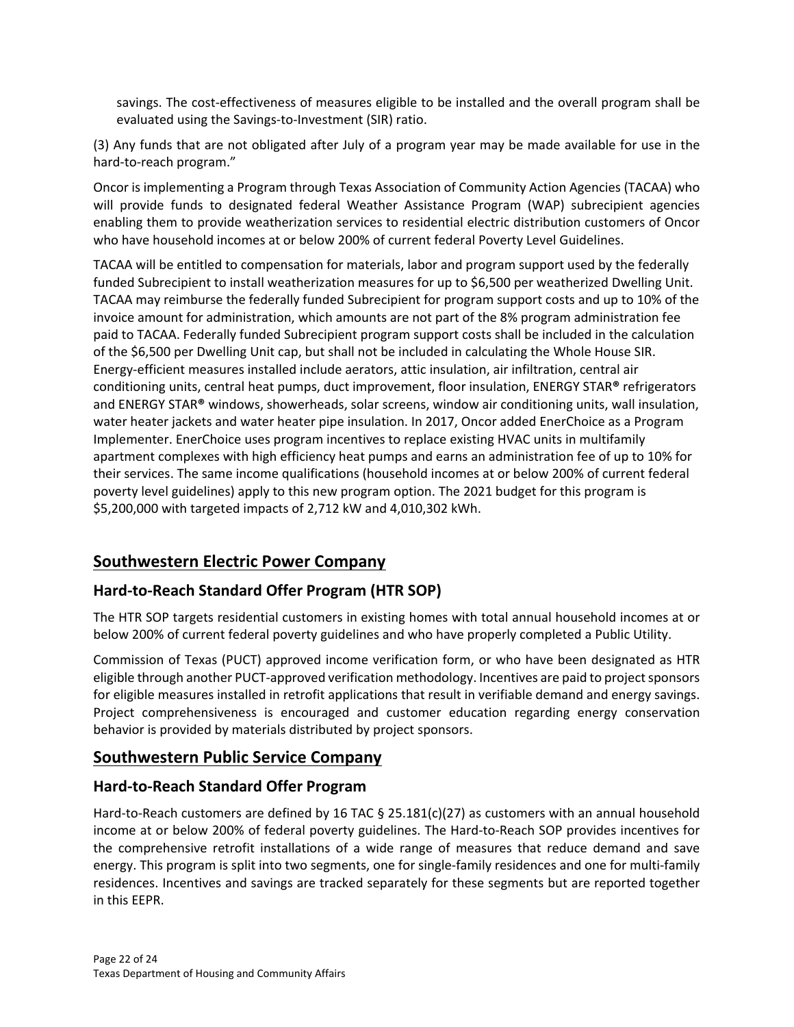savings. The cost-effectiveness of measures eligible to be installed and the overall program shall be evaluated using the Savings-to-Investment (SIR) ratio.

(3) Any funds that are not obligated after July of a program year may be made available for use in the hard-to-reach program."

Oncor is implementing a Program through Texas Association of Community Action Agencies (TACAA) who will provide funds to designated federal Weather Assistance Program (WAP) subrecipient agencies enabling them to provide weatherization services to residential electric distribution customers of Oncor who have household incomes at or below 200% of current federal Poverty Level Guidelines.

TACAA will be entitled to compensation for materials, labor and program support used by the federally funded Subrecipient to install weatherization measures for up to $6,500 per weatherized Dwelling Unit. TACAA may reimburse the federally funded Subrecipient for program support costs and up to 10% of the invoice amount for administration, which amounts are not part of the 8% program administration fee paid to TACAA. Federally funded Subrecipient program support costs shall be included in the calculation of the $6,500 per Dwelling Unit cap, but shall not be included in calculating the Whole House SIR. Energy-efficient measures installed include aerators, attic insulation, air infiltration, central air conditioning units, central heat pumps, duct improvement, floor insulation, ENERGY STAR® refrigerators and ENERGY STAR® windows, showerheads, solar screens, window air conditioning units, wall insulation, water heater jackets and water heater pipe insulation. In 2017, Oncor added EnerChoice as a Program Implementer. EnerChoice uses program incentives to replace existing HVAC units in multifamily apartment complexes with high efficiency heat pumps and earns an administration fee of up to 10% for their services. The same income qualifications (household incomes at or below 200% of current federal poverty level guidelines) apply to this new program option. The 2021 budget for this program is $5,200,000 with targeted impacts of 2,712 kW and 4,010,302 kWh.

## Southwestern Electric Power Company

### Hard-to-Reach Standard Offer Program (HTR SOP)

The HTR SOP targets residential customers in existing homes with total annual household incomes at or below 200% of current federal poverty guidelines and who have properly completed a Public Utility.

Commission of Texas (PUCT) approved income verification form, or who have been designated as HTR eligible through another PUCT-approved verification methodology. Incentives are paid to project sponsors for eligible measures installed in retrofit applications that result in verifiable demand and energy savings. Project comprehensiveness is encouraged and customer education regarding energy conservation behavior is provided by materials distributed by project sponsors.

## Southwestern Public Service Company

### Hard-to-Reach Standard Offer Program

Hard-to-Reach customers are defined by 16 TAC § 25.181(c)(27) as customers with an annual household income at or below 200% of federal poverty guidelines. The Hard-to-Reach SOP provides incentives for the comprehensive retrofit installations of a wide range of measures that reduce demand and save energy. This program is split into two segments, one for single-family residences and one for multi-family residences. Incentives and savings are tracked separately for these segments but are reported together in this EEPR.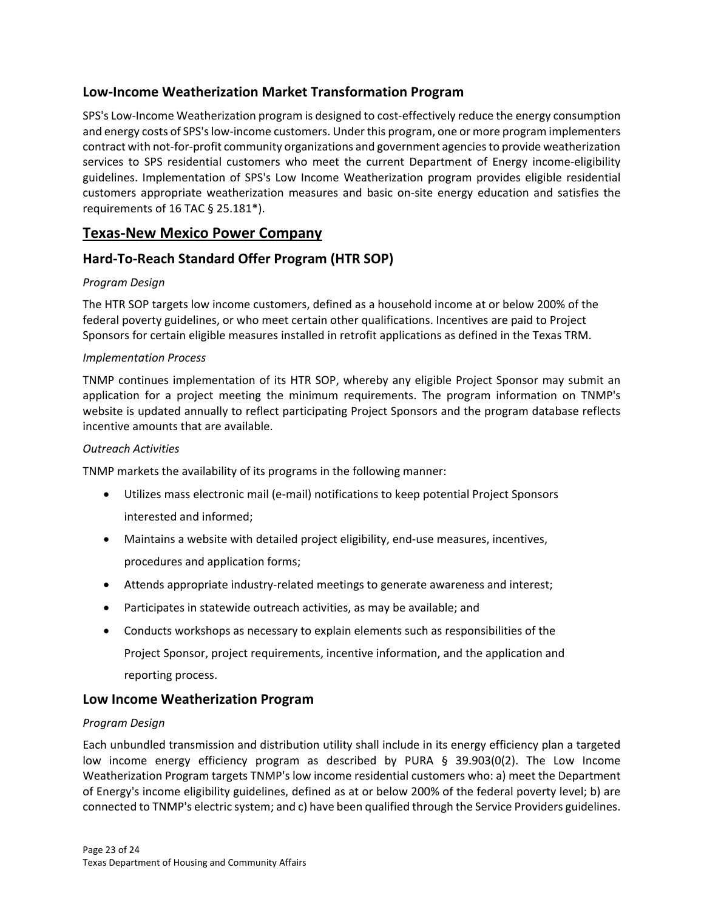### Low-Income Weatherization Market Transformation Program

SPS's Low-Income Weatherization program is designed to cost-effectively reduce the energy consumption and energy costs of SPS's low-income customers. Under this program, one or more program implementers contract with not-for-profit community organizations and government agencies to provide weatherization services to SPS residential customers who meet the current Department of Energy income-eligibility guidelines. Implementation of SPS's Low Income Weatherization program provides eligible residential customers appropriate weatherization measures and basic on-site energy education and satisfies the requirements of 16 TAC § 25.181*).

## Texas-New Mexico Power Company

### Hard-To-Reach Standard Offer Program (HTR SOP)

*Program Design*

The HTR SOP targets low income customers, defined as a household income at or below 200% of the federal poverty guidelines, or who meet certain other qualifications. Incentives are paid to Project Sponsors for certain eligible measures installed in retrofit applications as defined in the Texas TRM.

*Implementation Process*

TNMP continues implementation of its HTR SOP, whereby any eligible Project Sponsor may submit an application for a project meeting the minimum requirements. The program information on TNMP's website is updated annually to reflect participating Project Sponsors and the program database reflects incentive amounts that are available.

*Outreach Activities*

TNMP markets the availability of its programs in the following manner:

- Utilizes mass electronic mail (e-mail) notifications to keep potential Project Sponsors interested and informed;
- Maintains a website with detailed project eligibility, end-use measures, incentives, procedures and application forms;
- Attends appropriate industry-related meetings to generate awareness and interest;
- Participates in statewide outreach activities, as may be available; and
- Conducts workshops as necessary to explain elements such as responsibilities of the Project Sponsor, project requirements, incentive information, and the application and reporting process.

### Low Income Weatherization Program

*Program Design*

Each unbundled transmission and distribution utility shall include in its energy efficiency plan a targeted low income energy efficiency program as described by PURA § 39.903(0(2). The Low Income Weatherization Program targets TNMP's low income residential customers who: a) meet the Department of Energy's income eligibility guidelines, defined as at or below 200% of the federal poverty level; b) are connected to TNMP's electric system; and c) have been qualified through the Service Providers guidelines.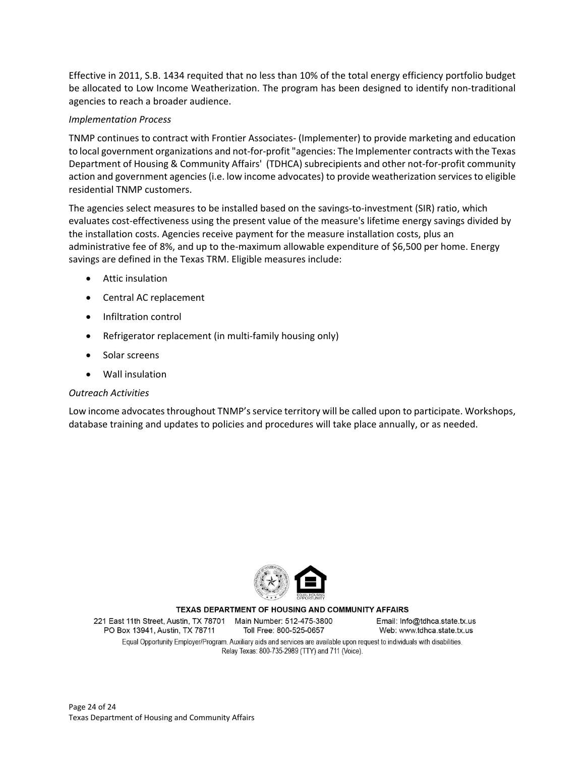Effective in 2011, S.B. 1434 requited that no less than 10% of the total energy efficiency portfolio budget be allocated to Low Income Weatherization. The program has been designed to identify non-traditional agencies to reach a broader audience.

*Implementation Process*

TNMP continues to contract with Frontier Associates- (Implementer) to provide marketing and education to local government organizations and not-for-profit "agencies: The Implementer contracts with the Texas Department of Housing & Community Affairs' (TDHCA) subrecipients and other not-for-profit community action and government agencies (i.e. low income advocates) to provide weatherization services to eligible residential TNMP customers.

The agencies select measures to be installed based on the savings-to-investment (SIR) ratio, which evaluates cost-effectiveness using the present value of the measure's lifetime energy savings divided by the installation costs. Agencies receive payment for the measure installation costs, plus an administrative fee of 8%, and up to the-maximum allowable expenditure of $6,500 per home. Energy savings are defined in the Texas TRM. Eligible measures include:

- Attic insulation
- Central AC replacement
- Infiltration control
- Refrigerator replacement (in multi-family housing only)
- Solar screens
- Wall insulation

*Outreach Activities*

Low income advocates throughout TNMP's service territory will be called upon to participate. Workshops, database training and updates to policies and procedures will take place annually, or as needed.

**TEXAS DEPARTMENT OF HOUSING AND COMMUNITY AFFAIRS**

221 East 11th Street, Austin, TX 78701 Main Number: 512-475-3800 Email: Info@tdhca.state.tx.us
PO Box 13941, Austin, TX 78711 Toll Free: 800-525-0657 Web: www.tdhca.state.tx.us

Equal Opportunity Employer/Program. Auxiliary aids and services are available upon request to individuals with disabilities. Relay Texas: 800-735-2989 (TTY) and 711 (Voice).